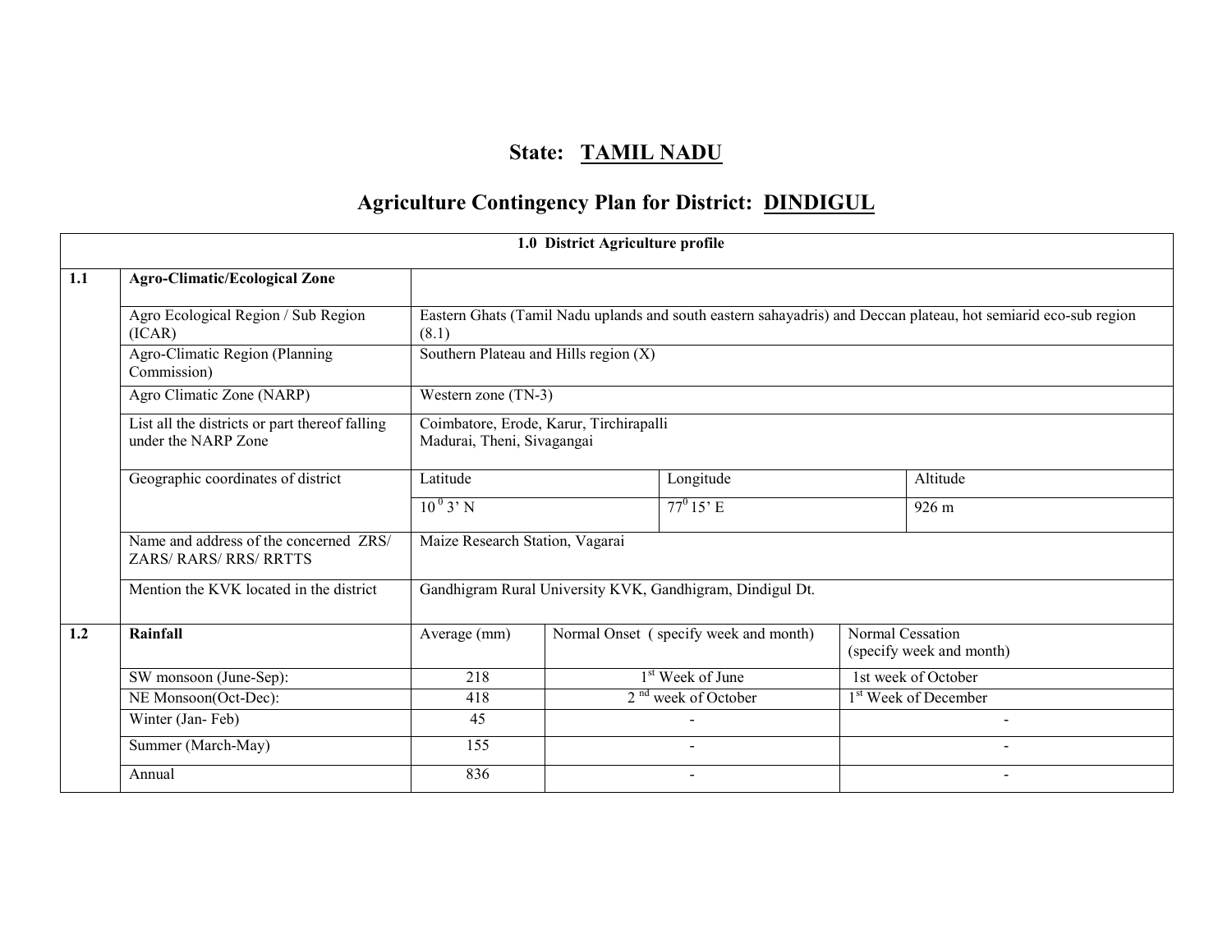# State: TAMIL NADU

## Agriculture Contingency Plan for District: DINDIGUL

| 1.0 District Agriculture profile | | | | | |
|---|---|---|---|---|---|
| **1.1** | **Agro-Climatic/Ecological Zone** | | | | |
| | Agro Ecological Region / Sub Region (ICAR) | Eastern Ghats (Tamil Nadu uplands and south eastern sahayadris) and Deccan plateau, hot semiarid eco-sub region (8.1) | | | |
| | Agro-Climatic Region (Planning Commission) | Southern Plateau and Hills region (X) | | | |
| | Agro Climatic Zone (NARP) | Western zone (TN-3) | | | |
| | List all the districts or part thereof falling under the NARP Zone | Coimbatore, Erode, Karur, Tirchirapalli Madurai, Theni, Sivagangai | | | |
| | Geographic coordinates of district | Latitude | | Longitude | Altitude |
| | | $10^{0}$ 3' N | | $77^{0}$ 15' E | 926 m |
| | Name and address of the concerned ZRS/ ZARS/ RARS/ RRS/ RRTTS | Maize Research Station, Vagarai | | | |
| | Mention the KVK located in the district | Gandhigram Rural University KVK, Gandhigram, Dindigul Dt. | | | |
| **1.2** | **Rainfall** | Average (mm) | Normal Onset ( specify week and month) | Normal Cessation (specify week and month) | |
| | SW monsoon (June-Sep): | 218 | 1st Week of June | 1st week of October | |
| | NE Monsoon(Oct-Dec): | 418 | 2 nd week of October | 1st Week of December | |
| | Winter (Jan- Feb) | 45 | - | - | |
| | Summer (March-May) | 155 | - | - | |
| | Annual | 836 | - | - | |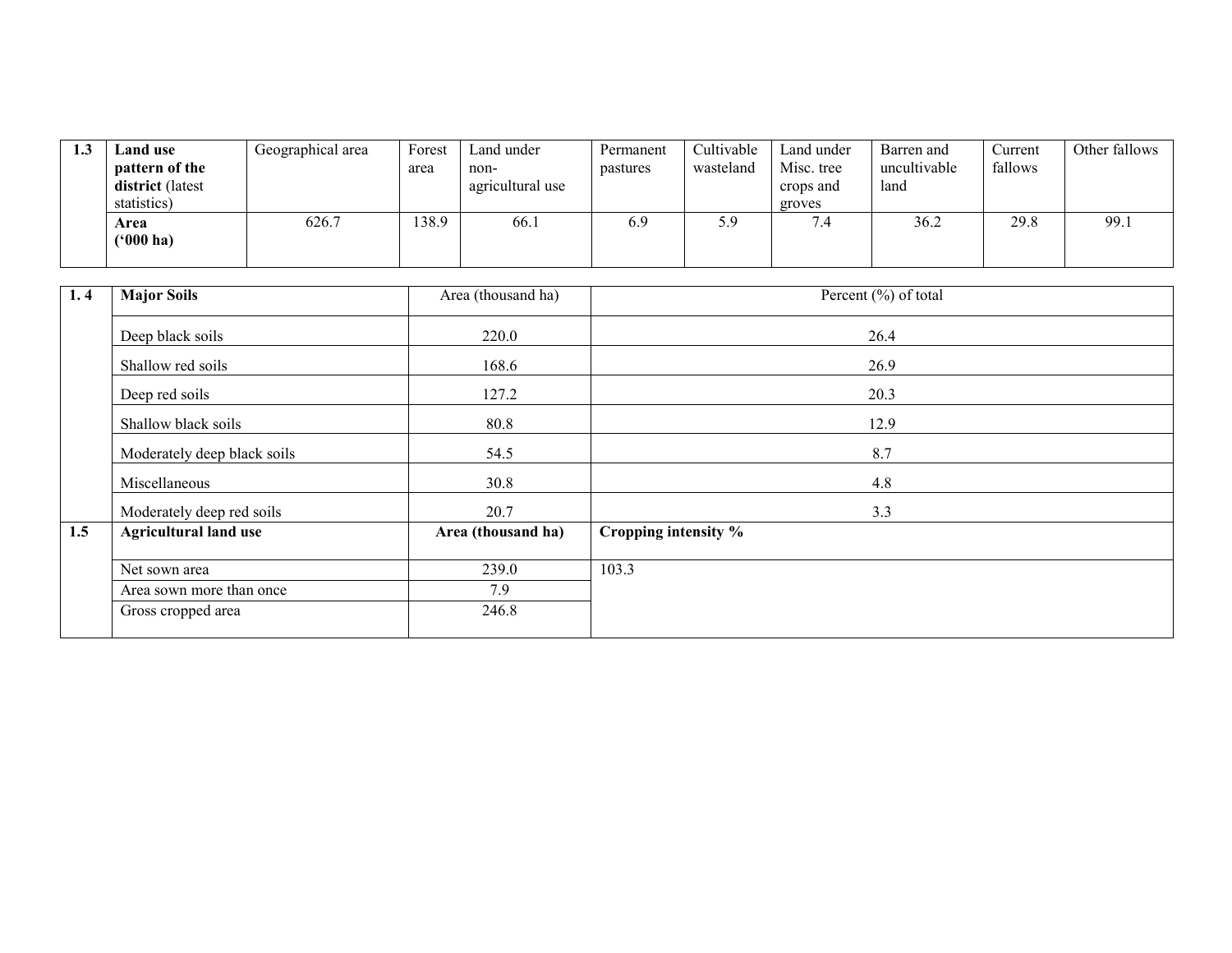| 1.3 | **Land use pattern of the district** (latest statistics) | Geographical area | Forest area | Land under non-agricultural use | Permanent pastures | Cultivable wasteland | Land under Misc. tree crops and groves | Barren and uncultivable land | Current fallows | Other fallows |
|---|---|---|---|---|---|---|---|---|---|---|
| | **Area ('000 ha)** | 626.7 | 138.9 | 66.1 | 6.9 | 5.9 | 7.4 | 36.2 | 29.8 | 99.1 |

| 1. 4 | **Major Soils** | Area (thousand ha) | Percent (%) of total |
|---|---|---|---|
| | Deep black soils | 220.0 | 26.4 |
| | Shallow red soils | 168.6 | 26.9 |
| | Deep red soils | 127.2 | 20.3 |
| | Shallow black soils | 80.8 | 12.9 |
| | Moderately deep black soils | 54.5 | 8.7 |
| | Miscellaneous | 30.8 | 4.8 |
| | Moderately deep red soils | 20.7 | 3.3 |

| 1.5 | **Agricultural land use** | **Area (thousand ha)** | **Cropping intensity %** |
|---|---|---|---|
| | Net sown area | 239.0 | 103.3 |
| | Area sown more than once | 7.9 | |
| | Gross cropped area | 246.8 | |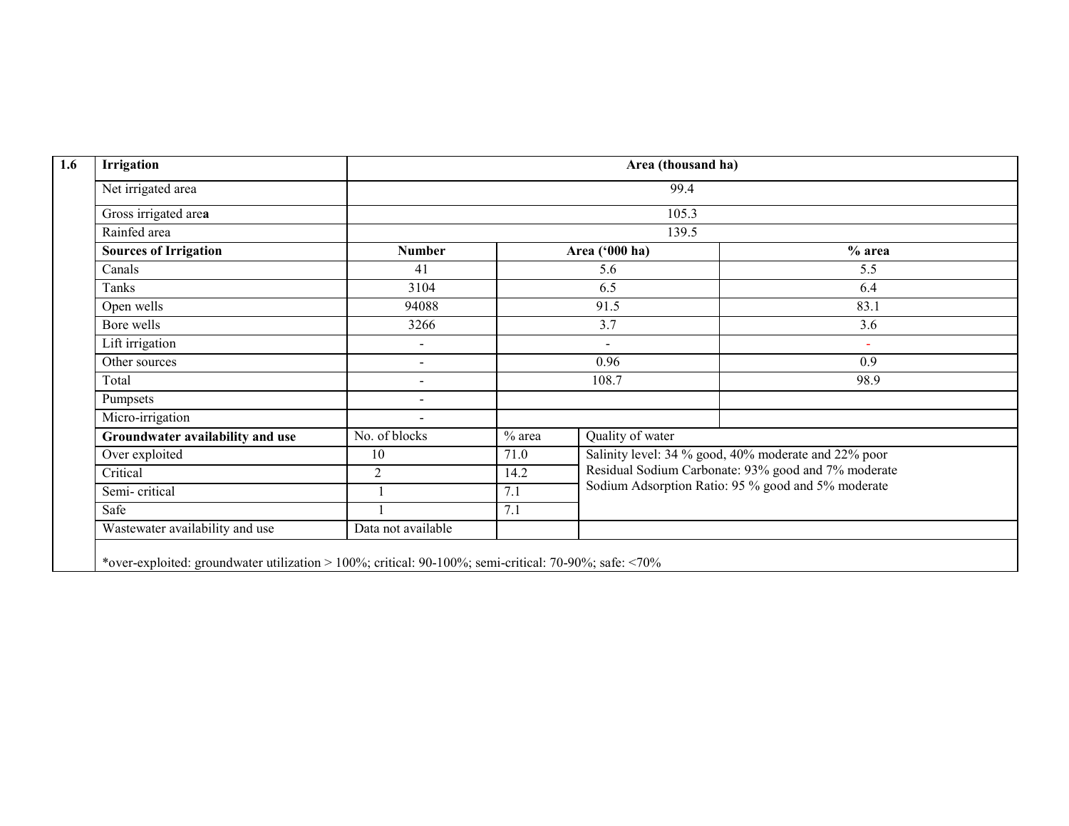| 1.6 | Irrigation | Area (thousand ha) | | | |
|---|---|---|---|---|---|
| | Net irrigated area | 99.4 | | | |
| | Gross irrigated area | 105.3 | | | |
| | Rainfed area | 139.5 | | | |
| | **Sources of Irrigation** | **Number** | **Area ('000 ha)** | | **% area** |
| | Canals | 41 | 5.6 | | 5.5 |
| | Tanks | 3104 | 6.5 | | 6.4 |
| | Open wells | 94088 | 91.5 | | 83.1 |
| | Bore wells | 3266 | 3.7 | | 3.6 |
| | Lift irrigation | - | - | | - |
| | Other sources | - | 0.96 | | 0.9 |
| | Total | - | 108.7 | | 98.9 |
| | Pumpsets | - | | | |
| | Micro-irrigation | - | | | |
| | **Groundwater availability and use** | No. of blocks | % area | Quality of water | |
| | Over exploited | 10 | 71.0 | Salinity level: 34 % good, 40% moderate and 22% poor<br>Residual Sodium Carbonate: 93% good and 7% moderate<br>Sodium Adsorption Ratio: 95 % good and 5% moderate | |
| | Critical | 2 | 14.2 | | |
| | Semi- critical | 1 | 7.1 | | |
| | Safe | 1 | 7.1 | | |
| | Wastewater availability and use | Data not available | | | |
| | *over-exploited: groundwater utilization > 100%; critical: 90-100%; semi-critical: 70-90%; safe: <70% | | | | |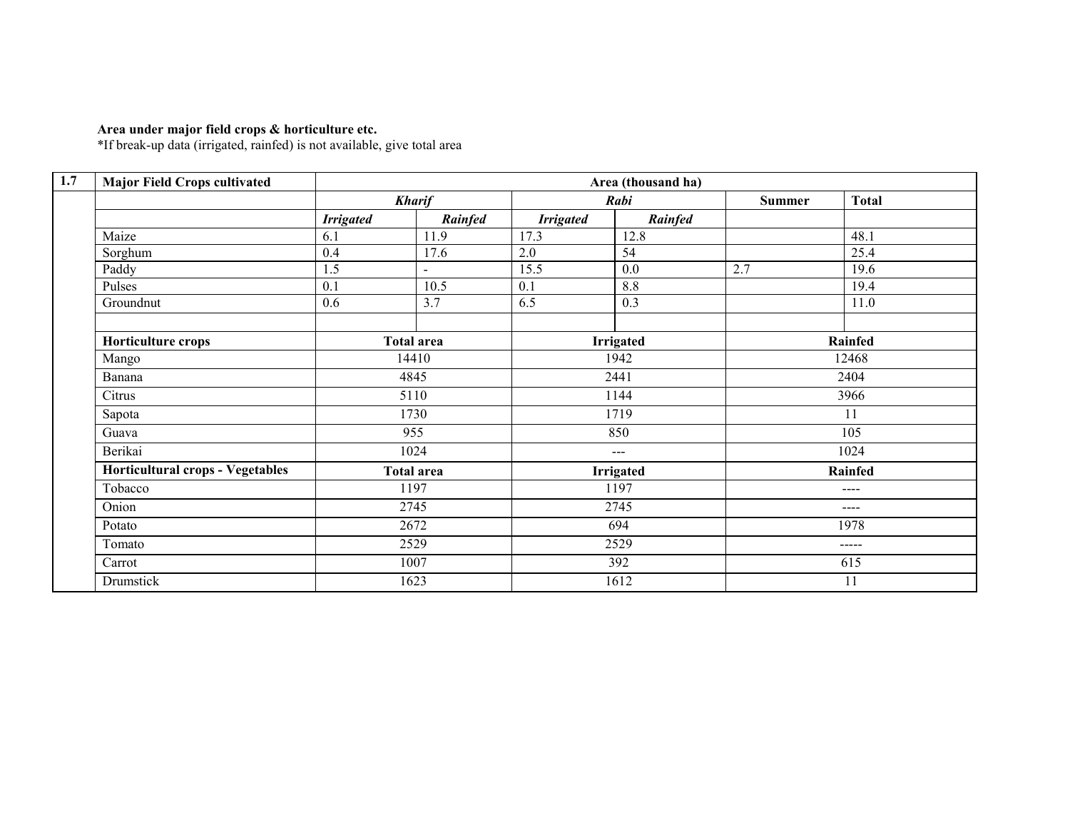**Area under major field crops & horticulture etc.**

*If break-up data (irrigated, rainfed) is not available, give total area

| 1.7 | Major Field Crops cultivated | Area (thousand ha) | | | | | |
|---|---|---|---|---|---|---|---|
| | | *Kharif* | | *Rabi* | | Summer | Total |
| | | *Irrigated* | *Rainfed* | *Irrigated* | *Rainfed* | | |
| | Maize | 6.1 | 11.9 | 17.3 | 12.8 | | 48.1 |
| | Sorghum | 0.4 | 17.6 | 2.0 | 54 | | 25.4 |
| | Paddy | 1.5 | - | 15.5 | 0.0 | 2.7 | 19.6 |
| | Pulses | 0.1 | 10.5 | 0.1 | 8.8 | | 19.4 |
| | Groundnut | 0.6 | 3.7 | 6.5 | 0.3 | | 11.0 |
| | | | | | | | |
| | **Horticulture crops** | **Total area** | | **Irrigated** | | **Rainfed** | |
| | Mango | 14410 | | 1942 | | 12468 | |
| | Banana | 4845 | | 2441 | | 2404 | |
| | Citrus | 5110 | | 1144 | | 3966 | |
| | Sapota | 1730 | | 1719 | | 11 | |
| | Guava | 955 | | 850 | | 105 | |
| | Berikai | 1024 | | --- | | 1024 | |
| | **Horticultural crops - Vegetables** | **Total area** | | **Irrigated** | | **Rainfed** | |
| | Tobacco | 1197 | | 1197 | | ---- | |
| | Onion | 2745 | | 2745 | | ---- | |
| | Potato | 2672 | | 694 | | 1978 | |
| | Tomato | 2529 | | 2529 | | ----- | |
| | Carrot | 1007 | | 392 | | 615 | |
| | Drumstick | 1623 | | 1612 | | 11 | |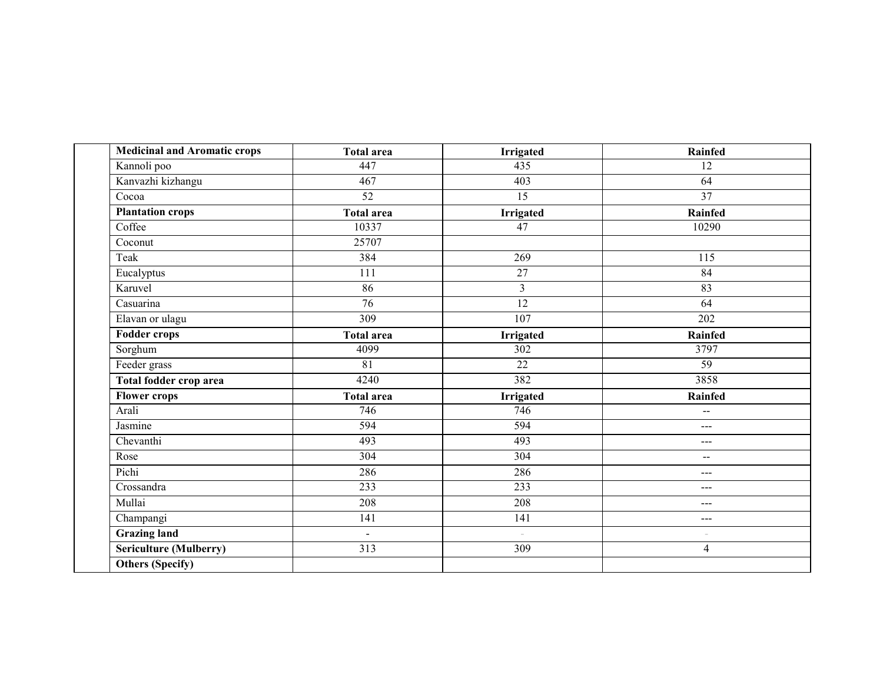| Medicinal and Aromatic crops | Total area | Irrigated | Rainfed |
|---|---|---|---|
| Kannoli poo | 447 | 435 | 12 |
| Kanvazhi kizhangu | 467 | 403 | 64 |
| Cocoa | 52 | 15 | 37 |
| **Plantation crops** | **Total area** | **Irrigated** | **Rainfed** |
| Coffee | 10337 | 47 | 10290 |
| Coconut | 25707 | | |
| Teak | 384 | 269 | 115 |
| Eucalyptus | 111 | 27 | 84 |
| Karuvel | 86 | 3 | 83 |
| Casuarina | 76 | 12 | 64 |
| Elavan or ulagu | 309 | 107 | 202 |
| **Fodder crops** | **Total area** | **Irrigated** | **Rainfed** |
| Sorghum | 4099 | 302 | 3797 |
| Feeder grass | 81 | 22 | 59 |
| **Total fodder crop area** | 4240 | 382 | 3858 |
| **Flower crops** | **Total area** | **Irrigated** | **Rainfed** |
| Arali | 746 | 746 | -- |
| Jasmine | 594 | 594 | --- |
| Chevanthi | 493 | 493 | --- |
| Rose | 304 | 304 | -- |
| Pichi | 286 | 286 | --- |
| Crossandra | 233 | 233 | --- |
| Mullai | 208 | 208 | --- |
| Champangi | 141 | 141 | --- |
| **Grazing land** | - | - | - |
| **Sericulture (Mulberry)** | 313 | 309 | 4 |
| **Others (Specify)** | | | |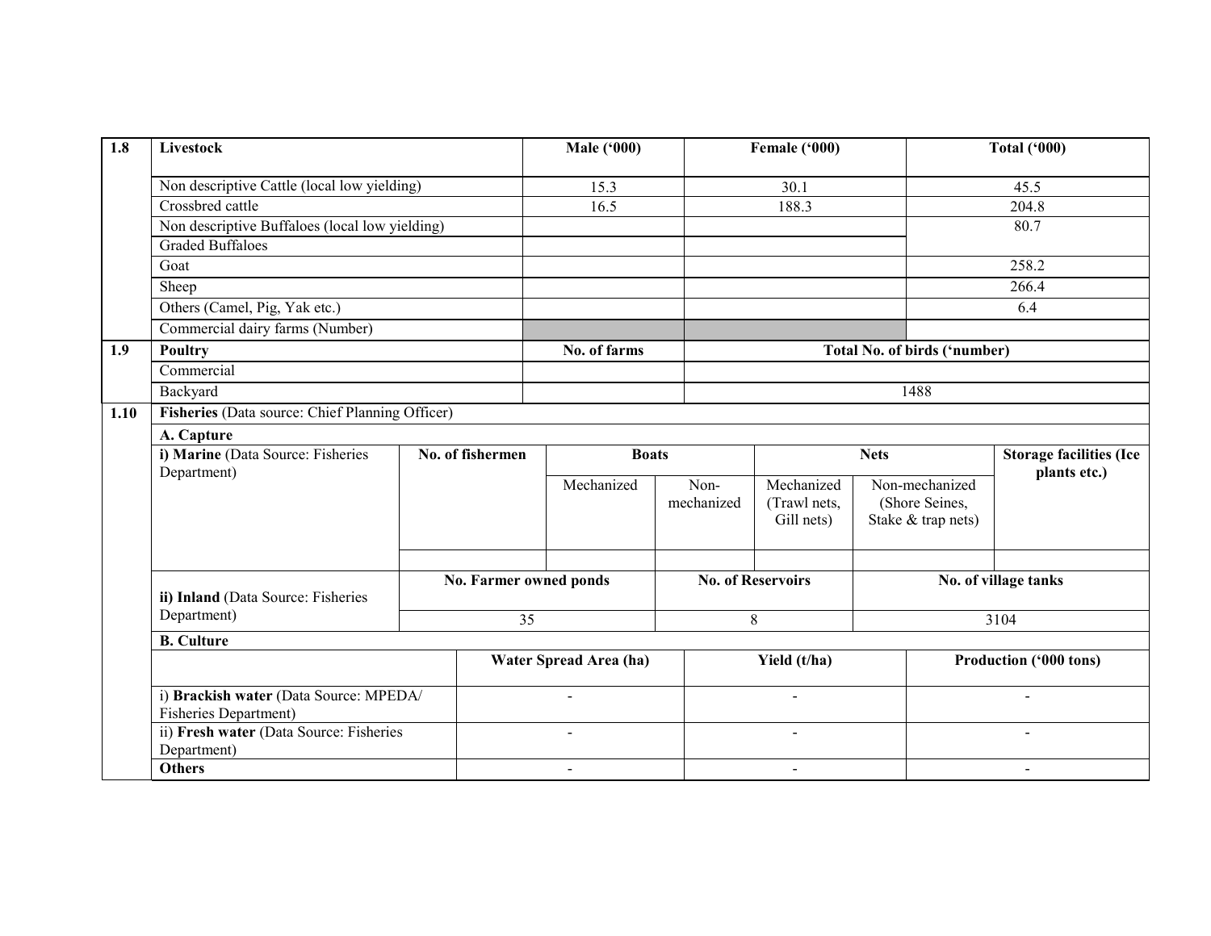| 1.8 | Livestock | Male ('000) | Female ('000) | Total ('000) |
|---|---|---|---|---|
| | Non descriptive Cattle (local low yielding) | 15.3 | 30.1 | 45.5 |
| | Crossbred cattle | 16.5 | 188.3 | 204.8 |
| | Non descriptive Buffaloes (local low yielding) | | | 80.7 |
| | Graded Buffaloes | | | |
| | Goat | | | 258.2 |
| | Sheep | | | 266.4 |
| | Others (Camel, Pig, Yak etc.) | | | 6.4 |
| | Commercial dairy farms (Number) | | | |
| **1.9** | **Poultry** | **No. of farms** | **Total No. of birds ('number)** | |
| | Commercial | | | |
| | Backyard | | 1488 | |

**1.10 Fisheries** (Data source: Chief Planning Officer)

**A. Capture**

| i) Marine (Data Source: Fisheries Department) | No. of fishermen | Boats | | Nets | | Storage facilities (Ice plants etc.) |
|---|---|---|---|---|---|---|
| | | Mechanized | Non-mechanized | Mechanized (Trawl nets, Gill nets) | Non-mechanized (Shore Seines, Stake & trap nets) | |
| | | | | | | |

| | No. Farmer owned ponds | No. of Reservoirs | No. of village tanks |
|---|---|---|---|
| **ii) Inland** (Data Source: Fisheries Department) | 35 | 8 | 3104 |

**B. Culture**

| | Water Spread Area (ha) | Yield (t/ha) | Production ('000 tons) |
|---|---|---|---|
| i) **Brackish water** (Data Source: MPEDA/ Fisheries Department) | - | - | - |
| ii) **Fresh water** (Data Source: Fisheries Department) | - | - | - |
| **Others** | - | - | - |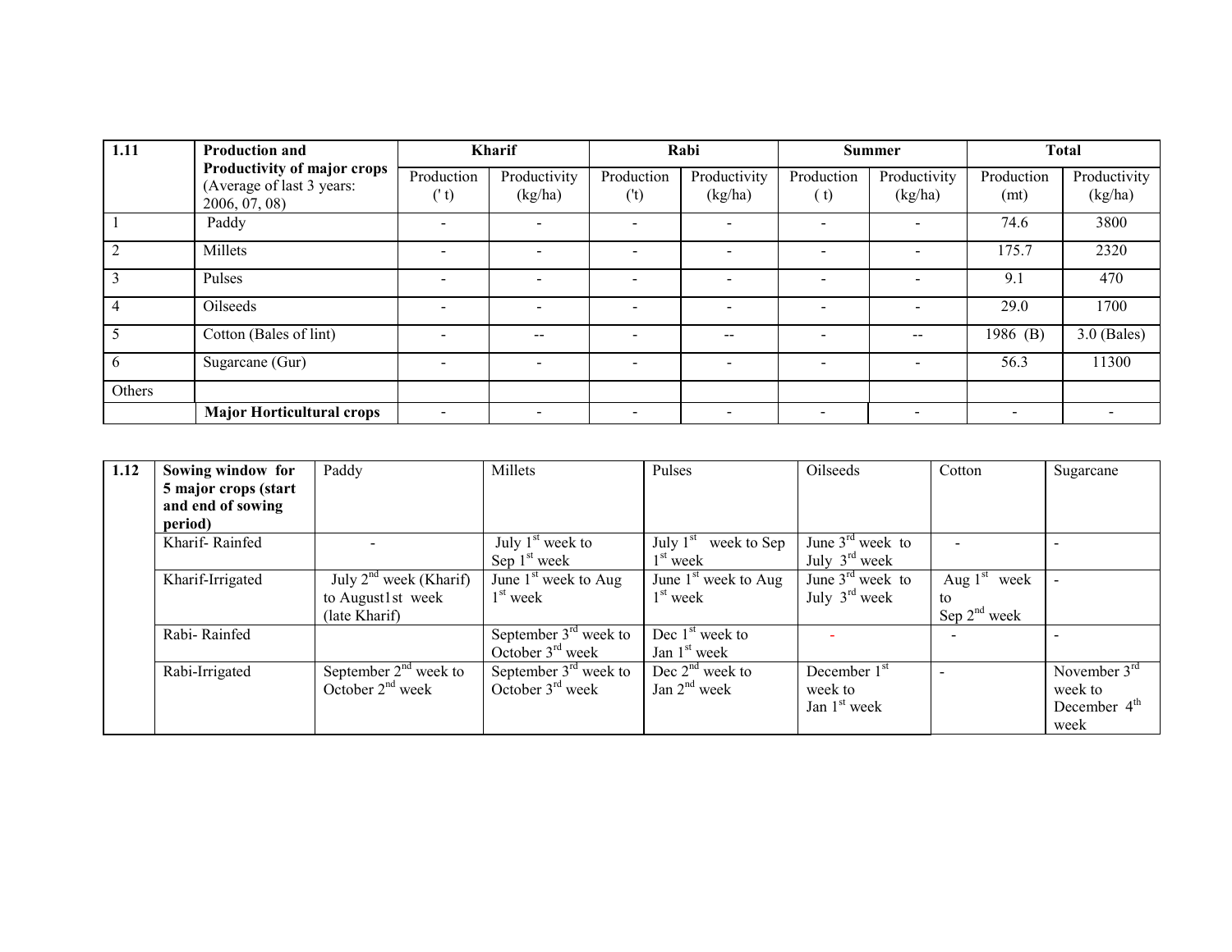| 1.11 | Production and Productivity of major crops (Average of last 3 years: 2006, 07, 08) | Kharif | | Rabi | | Summer | | Total | |
|---|---|---|---|---|---|---|---|---|---|
| | | Production (' t) | Productivity (kg/ha) | Production ('t) | Productivity (kg/ha) | Production ( t) | Productivity (kg/ha) | Production (mt) | Productivity (kg/ha) |
| 1 | Paddy | - | - | - | - | - | - | 74.6 | 3800 |
| 2 | Millets | - | - | - | - | - | - | 175.7 | 2320 |
| 3 | Pulses | - | - | - | - | - | - | 9.1 | 470 |
| 4 | Oilseeds | - | - | - | - | - | - | 29.0 | 1700 |
| 5 | Cotton (Bales of lint) | - | -- | - | -- | - | -- | 1986 (B) | 3.0 (Bales) |
| 6 | Sugarcane (Gur) | - | - | - | - | - | - | 56.3 | 11300 |
| Others | | | | | | | | | |
| | **Major Horticultural crops** | - | - | - | - | - | - | - | - |

| 1.12 | Sowing window for 5 major crops (start and end of sowing period) | Paddy | Millets | Pulses | Oilseeds | Cotton | Sugarcane |
|---|---|---|---|---|---|---|---|
| | Kharif- Rainfed | - | July 1st week to Sep 1st week | July 1st week to Sep 1st week | June 3rd week to July 3rd week | - | - |
| | Kharif-Irrigated | July 2nd week (Kharif) to August1st week (late Kharif) | June 1st week to Aug 1st week | June 1st week to Aug 1st week | June 3rd week to July 3rd week | Aug 1st week to Sep 2nd week | - |
| | Rabi- Rainfed | | September 3rd week to October 3rd week | Dec 1st week to Jan 1st week | - | - | - |
| | Rabi-Irrigated | September 2nd week to October 2nd week | September 3rd week to October 3rd week | Dec 2nd week to Jan 2nd week | December 1st week to Jan 1st week | - | November 3rd week to December 4th week |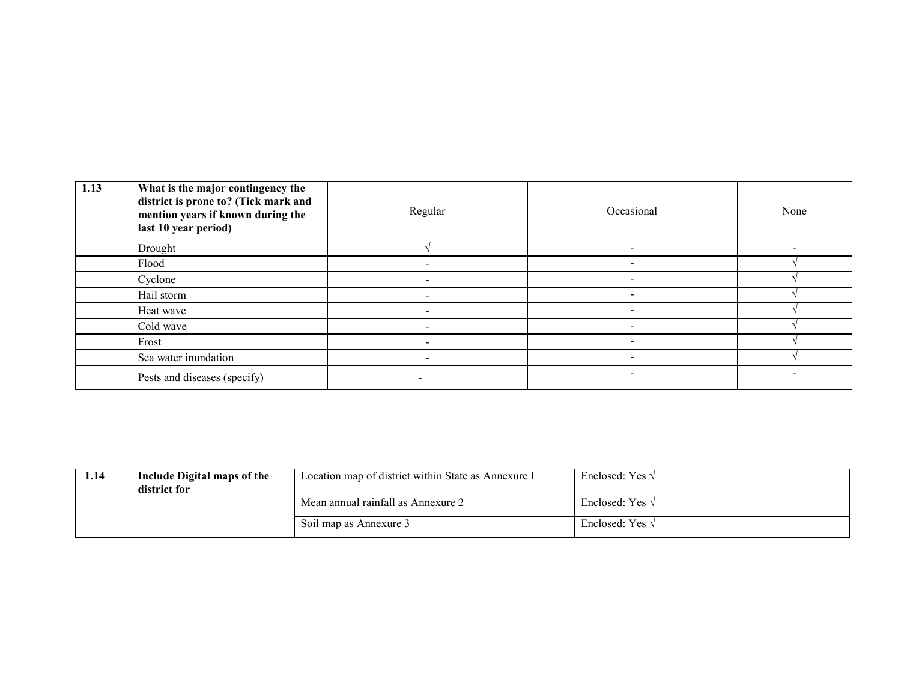| 1.13 | What is the major contingency the district is prone to? (Tick mark and mention years if known during the last 10 year period) | Regular | Occasional | None |
|---|---|---|---|---|
| | Drought | √ | - | - |
| | Flood | - | - | √ |
| | Cyclone | - | - | √ |
| | Hail storm | - | - | √ |
| | Heat wave | - | - | √ |
| | Cold wave | - | - | √ |
| | Frost | - | - | √ |
| | Sea water inundation | - | - | √ |
| | Pests and diseases (specify) | - | - | - |

| 1.14 | Include Digital maps of the district for | Location map of district within State as Annexure I | Enclosed: Yes √ |
|---|---|---|---|
| | | Mean annual rainfall as Annexure 2 | Enclosed: Yes √ |
| | | Soil map as Annexure 3 | Enclosed: Yes √ |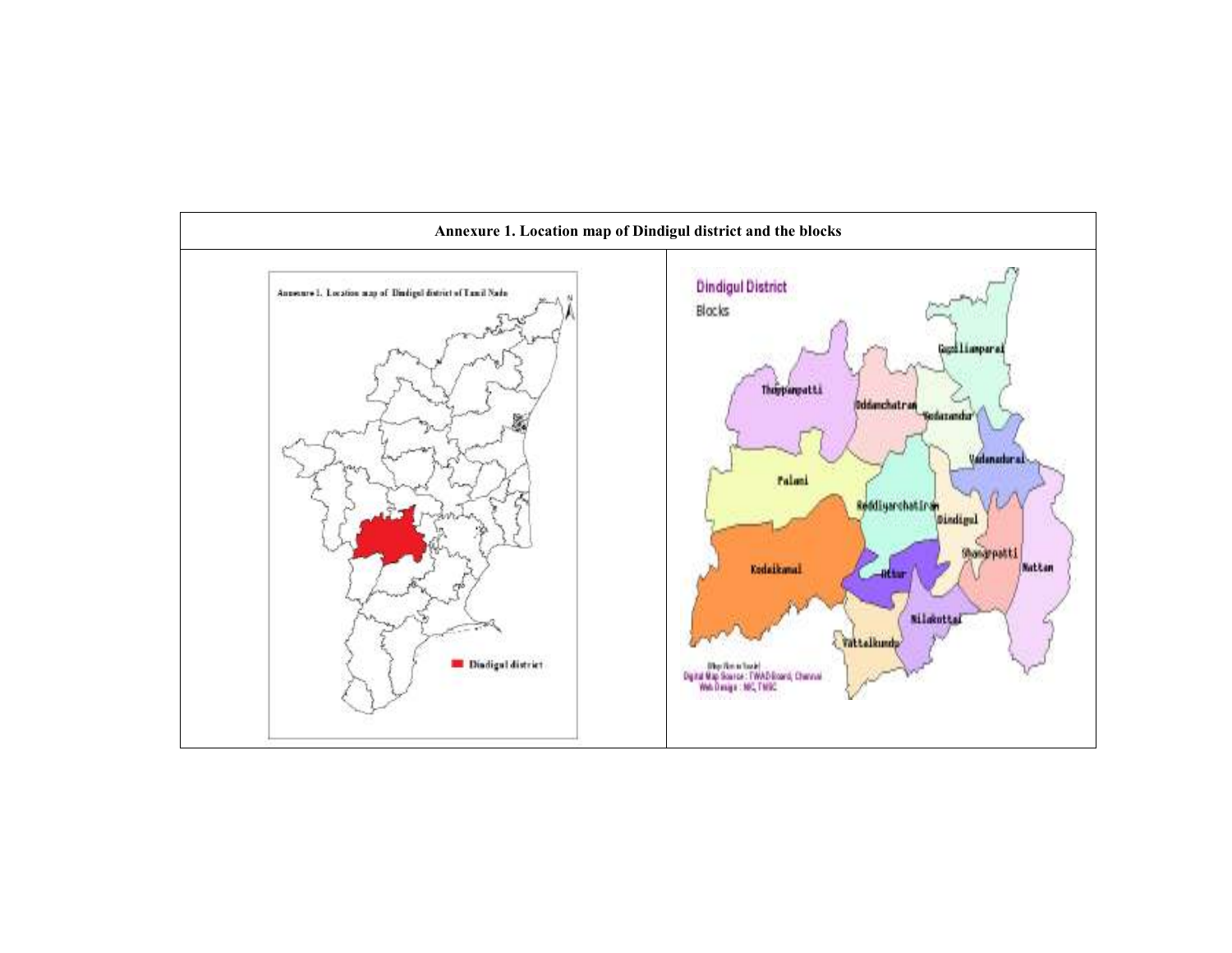| Annexure 1. Location map of Dindigul district and the blocks | |
|---|---|
| | |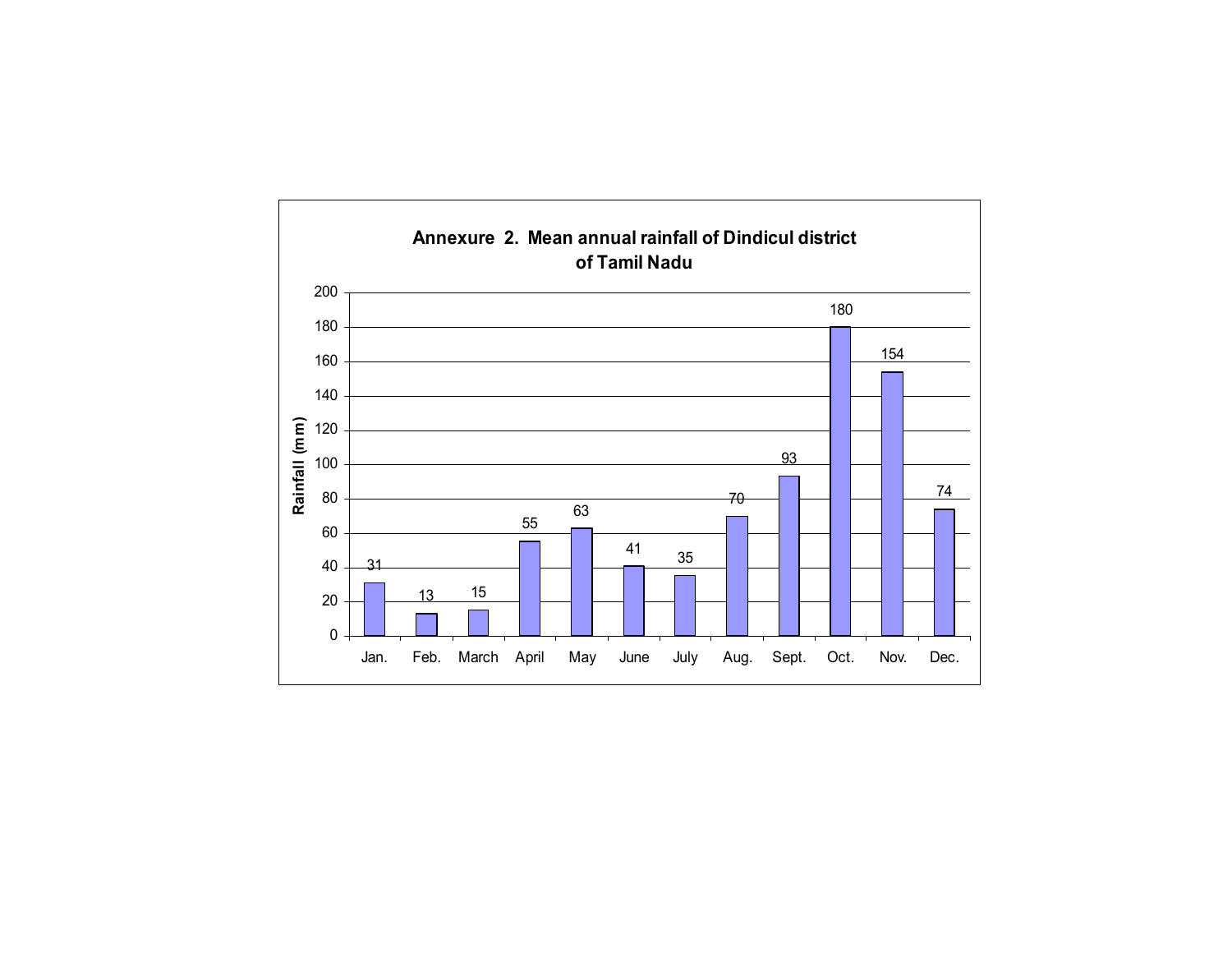**Annexure 2. Mean annual rainfall of Dindicul district of Tamil Nadu**

| Month | Rainfall (mm) |
|---|---|
| Jan. | 31 |
| Feb. | 13 |
| March | 15 |
| April | 55 |
| May | 63 |
| June | 41 |
| July | 35 |
| Aug. | 70 |
| Sept. | 93 |
| Oct. | 180 |
| Nov. | 154 |
| Dec. | 74 |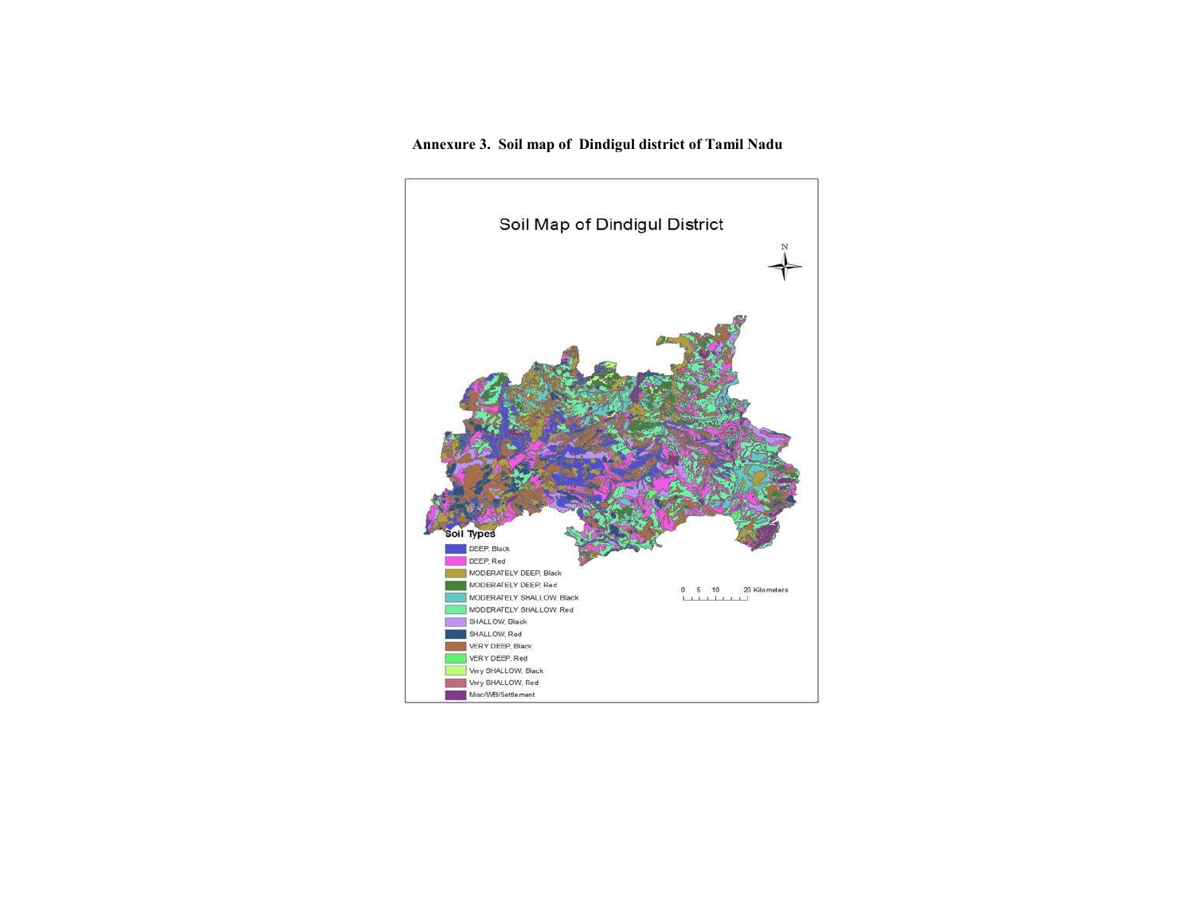**Annexure 3. Soil map of Dindigul district of Tamil Nadu**

Soil Map of Dindigul District

Soil Types

- DEEP, Black
- DEEP, Red
- MODERATELY DEEP, Black
- MODERATELY DEEP, Red
- MODERATELY SHALLOW, Black
- MODERATELY SHALLOW, Red
- SHALLOW, Black
- SHALLOW, Red
- VERY DEEP, Black
- VERY DEEP, Red
- Very SHALLOW, Black
- Very SHALLOW, Red
- Misc/WB/Settlement

0 5 10 20 Kilometers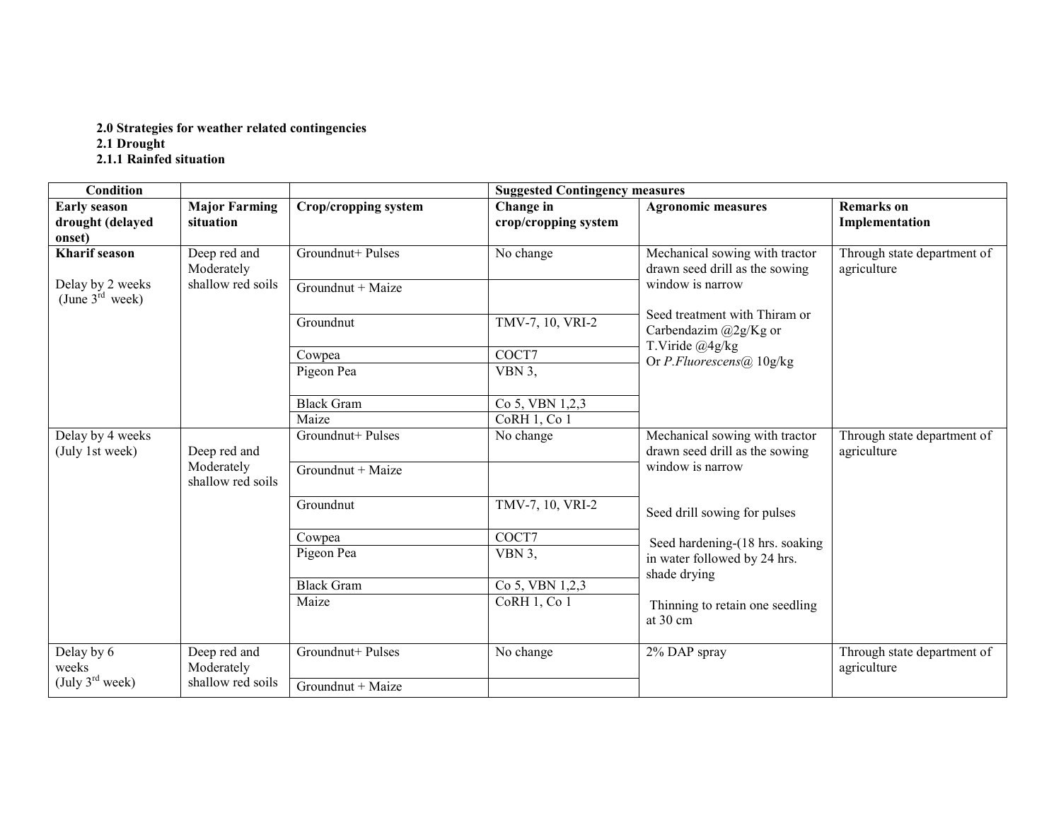**2.0 Strategies for weather related contingencies**
**2.1 Drought**
**2.1.1 Rainfed situation**

| Condition | | | Suggested Contingency measures | | |
|---|---|---|---|---|---|
| **Early season drought (delayed onset)** | **Major Farming situation** | **Crop/cropping system** | **Change in crop/cropping system** | **Agronomic measures** | **Remarks on Implementation** |
| **Kharif season**<br><br>Delay by 2 weeks (June 3rd week) | Deep red and Moderately shallow red soils | Groundnut+ Pulses | No change | Mechanical sowing with tractor drawn seed drill as the sowing window is narrow<br><br>Seed treatment with Thiram or Carbendazim @2g/Kg or T.Viride @4g/kg Or *P.Fluorescens*@ 10g/kg | Through state department of agriculture |
| | | Groundnut + Maize | | | |
| | | Groundnut | TMV-7, 10, VRI-2 | | |
| | | Cowpea | COCT7 | | |
| | | Pigeon Pea | VBN 3, | | |
| | | Black Gram | Co 5, VBN 1,2,3 | | |
| | | Maize | CoRH 1, Co 1 | | |
| Delay by 4 weeks (July 1st week) | Deep red and Moderately shallow red soils | Groundnut+ Pulses | No change | Mechanical sowing with tractor drawn seed drill as the sowing window is narrow<br><br>Seed drill sowing for pulses<br><br>Seed hardening-(18 hrs. soaking in water followed by 24 hrs. shade drying<br><br>Thinning to retain one seedling at 30 cm | Through state department of agriculture |
| | | Groundnut + Maize | | | |
| | | Groundnut | TMV-7, 10, VRI-2 | | |
| | | Cowpea | COCT7 | | |
| | | Pigeon Pea | VBN 3, | | |
| | | Black Gram | Co 5, VBN 1,2,3 | | |
| | | Maize | CoRH 1, Co 1 | | |
| Delay by 6 weeks (July 3rd week) | Deep red and Moderately shallow red soils | Groundnut+ Pulses | No change | 2% DAP spray | Through state department of agriculture |
| | | Groundnut + Maize | | | |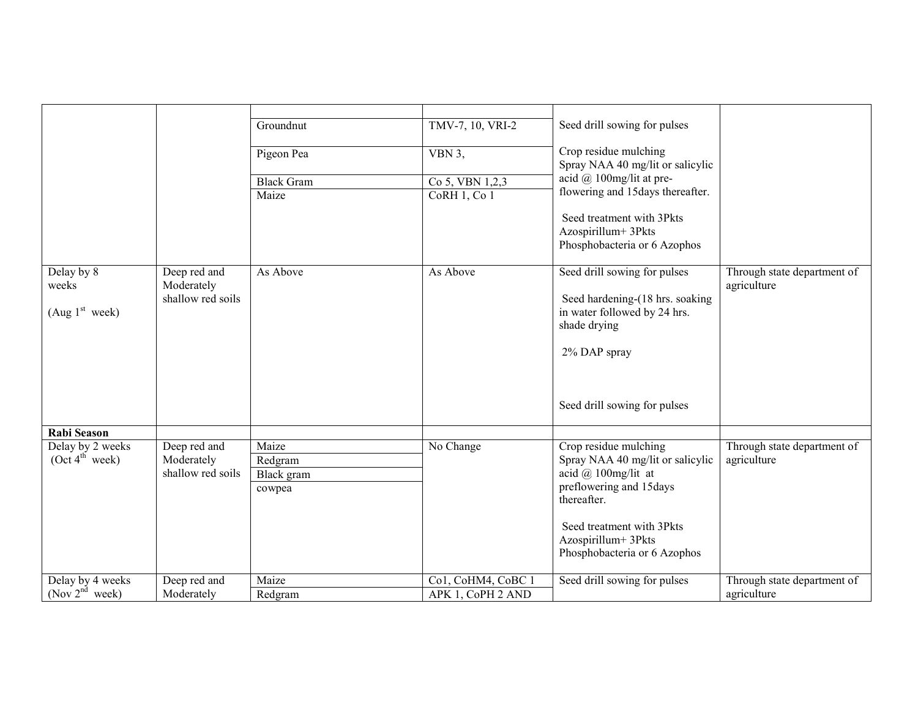| | | | | | |
|---|---|---|---|---|---|
| | | Groundnut | TMV-7, 10, VRI-2 | Seed drill sowing for pulses<br><br>Crop residue mulching<br>Spray NAA 40 mg/lit or salicylic acid @ 100mg/lit at pre-flowering and 15days thereafter.<br><br>Seed treatment with 3Pkts Azospirillum+ 3Pkts Phosphobacteria or 6 Azophos | |
| | | Pigeon Pea | VBN 3, | | |
| | | Black Gram | Co 5, VBN 1,2,3 | | |
| | | Maize | CoRH 1, Co 1 | | |
| Delay by 8 weeks<br><br>(Aug 1st week) | Deep red and Moderately shallow red soils | As Above | As Above | Seed drill sowing for pulses<br><br>Seed hardening-(18 hrs. soaking in water followed by 24 hrs. shade drying<br><br>2% DAP spray<br><br>Seed drill sowing for pulses | Through state department of agriculture |
| **Rabi Season** | | | | | |
| Delay by 2 weeks (Oct 4th week) | Deep red and Moderately shallow red soils | Maize | No Change | Crop residue mulching<br>Spray NAA 40 mg/lit or salicylic acid @ 100mg/lit at preflowering and 15days thereafter.<br><br>Seed treatment with 3Pkts Azospirillum+ 3Pkts Phosphobacteria or 6 Azophos | Through state department of agriculture |
| | | Redgram | | | |
| | | Black gram | | | |
| | | cowpea | | | |
| Delay by 4 weeks (Nov 2nd week) | Deep red and Moderately | Maize | Co1, CoHM4, CoBC 1 | Seed drill sowing for pulses | Through state department of agriculture |
| | | Redgram | APK 1, CoPH 2 AND | | |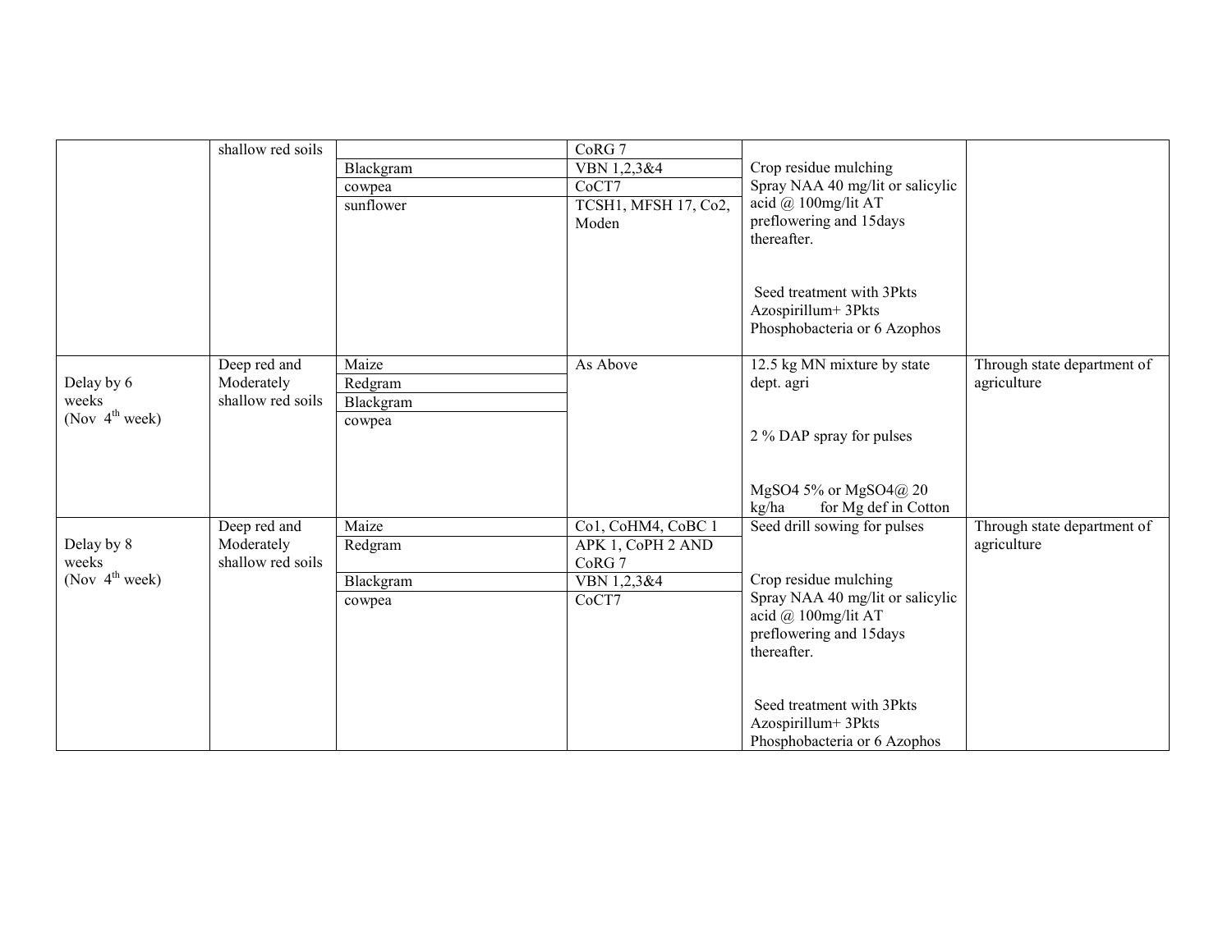|  |  |  |  |  |  |
|---|---|---|---|---|---|
|  | shallow red soils |  | CoRG 7 | Crop residue mulching<br>Spray NAA 40 mg/lit or salicylic acid @ 100mg/lit AT preflowering and 15days thereafter.<br><br>Seed treatment with 3Pkts Azospirillum+ 3Pkts Phosphobacteria or 6 Azophos |  |
|  |  | Blackgram | VBN 1,2,3&4 |  |  |
|  |  | cowpea | CoCT7 |  |  |
|  |  | sunflower | TCSH1, MFSH 17, Co2, Moden |  |  |
| Delay by 6 weeks (Nov 4th week) | Deep red and Moderately shallow red soils | Maize | As Above | 12.5 kg MN mixture by state dept. agri<br><br>2 % DAP spray for pulses<br><br>MgSO4 5% or MgSO4@ 20 kg/ha for Mg def in Cotton | Through state department of agriculture |
|  |  | Redgram |  |  |  |
|  |  | Blackgram |  |  |  |
|  |  | cowpea |  |  |  |
| Delay by 8 weeks (Nov 4th week) | Deep red and Moderately shallow red soils | Maize | Co1, CoHM4, CoBC 1 | Seed drill sowing for pulses<br><br>Crop residue mulching<br>Spray NAA 40 mg/lit or salicylic acid @ 100mg/lit AT preflowering and 15days thereafter.<br><br>Seed treatment with 3Pkts Azospirillum+ 3Pkts Phosphobacteria or 6 Azophos | Through state department of agriculture |
|  |  | Redgram | APK 1, CoPH 2 AND CoRG 7 |  |  |
|  |  | Blackgram | VBN 1,2,3&4 |  |  |
|  |  | cowpea | CoCT7 |  |  |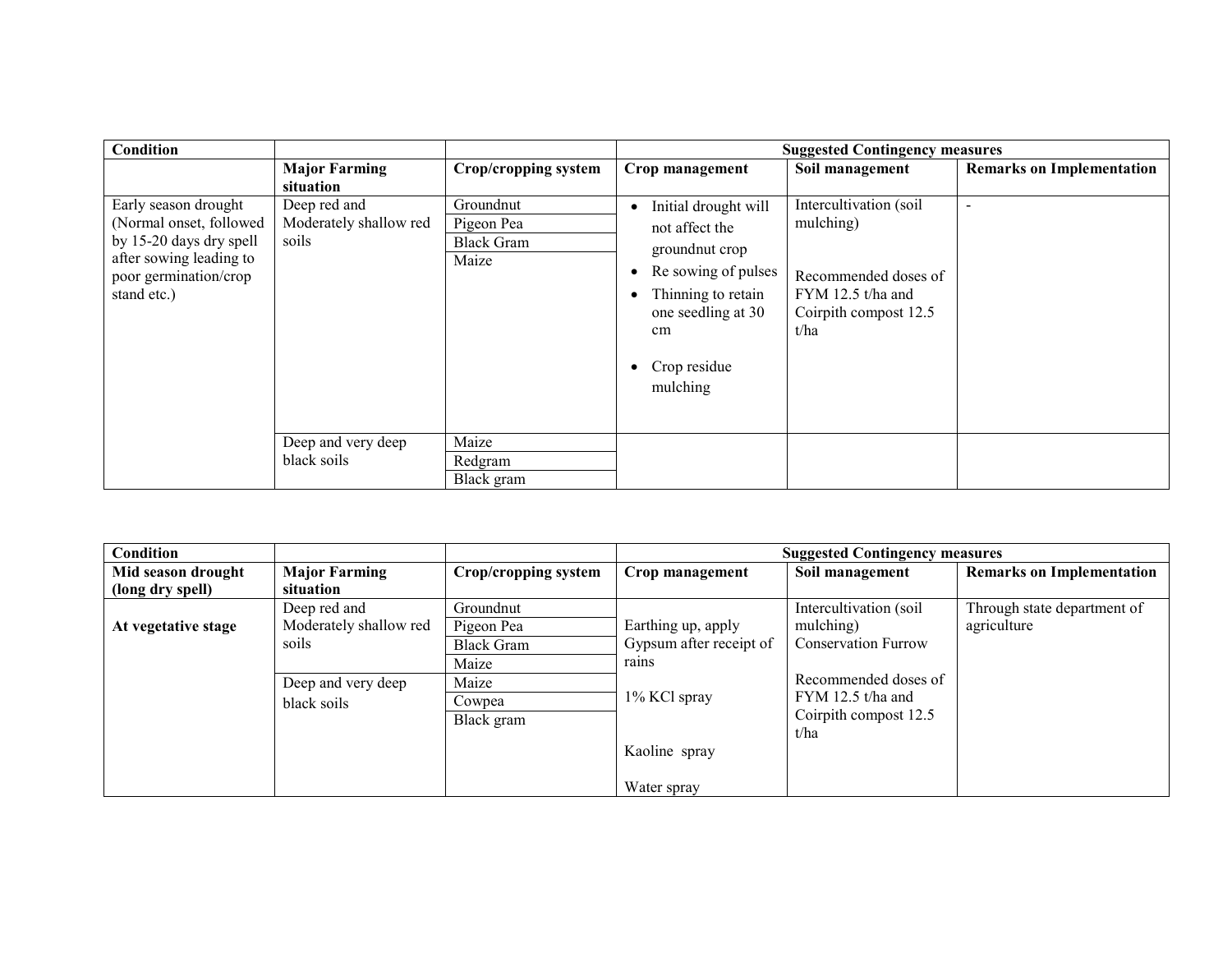| Condition | | | Suggested Contingency measures | | |
|---|---|---|---|---|---|
| | Major Farming situation | Crop/cropping system | Crop management | Soil management | Remarks on Implementation |
| Early season drought (Normal onset, followed by 15-20 days dry spell after sowing leading to poor germination/crop stand etc.) | Deep red and Moderately shallow red soils | Groundnut<br>Pigeon Pea<br>Black Gram<br>Maize | • Initial drought will not affect the groundnut crop<br>• Re sowing of pulses<br>• Thinning to retain one seedling at 30 cm<br>• Crop residue mulching | Intercultivation (soil mulching)<br><br>Recommended doses of FYM 12.5 t/ha and Coirpith compost 12.5 t/ha | - |
| | Deep and very deep black soils | Maize<br>Redgram<br>Black gram | | | |

| Condition | | | Suggested Contingency measures | | |
|---|---|---|---|---|---|
| Mid season drought (long dry spell) | Major Farming situation | Crop/cropping system | Crop management | Soil management | Remarks on Implementation |
| At vegetative stage | Deep red and Moderately shallow red soils | Groundnut<br>Pigeon Pea<br>Black Gram<br>Maize | Earthing up, apply Gypsum after receipt of rains<br><br>1% KCl spray<br><br>Kaoline spray<br><br>Water spray | Intercultivation (soil mulching)<br>Conservation Furrow<br><br>Recommended doses of FYM 12.5 t/ha and Coirpith compost 12.5 t/ha | Through state department of agriculture |
| | Deep and very deep black soils | Maize<br>Cowpea<br>Black gram | | | |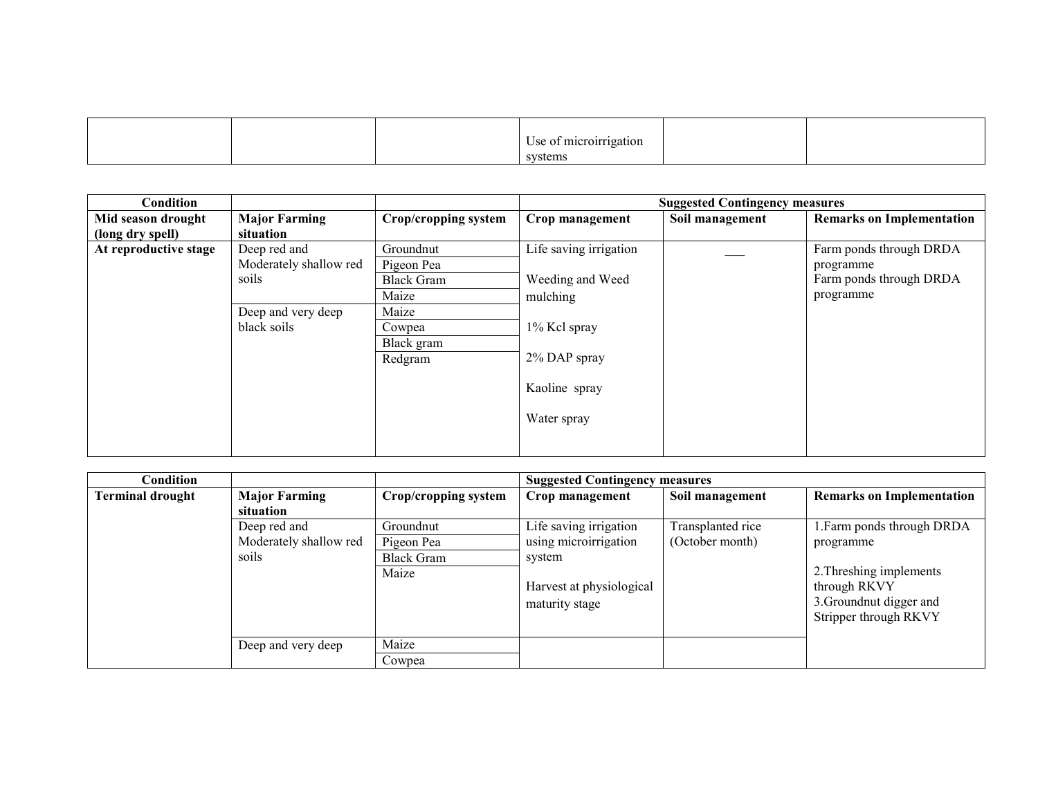| | | | Use of microirrigation systems | | |
|---|---|---|---|---|---|

| Condition | | | Suggested Contingency measures | | |
|---|---|---|---|---|---|
| **Mid season drought (long dry spell)** | **Major Farming situation** | **Crop/cropping system** | **Crop management** | **Soil management** | **Remarks on Implementation** |
| **At reproductive stage** | Deep red and Moderately shallow red soils | Groundnut | Life saving irrigation<br><br>Weeding and Weed mulching<br><br>1% Kcl spray<br><br>2% DAP spray<br><br>Kaoline spray<br><br>Water spray | ___ | Farm ponds through DRDA programme<br>Farm ponds through DRDA programme |
| | | Pigeon Pea | | | |
| | | Black Gram | | | |
| | | Maize | | | |
| | Deep and very deep black soils | Maize | | | |
| | | Cowpea | | | |
| | | Black gram | | | |
| | | Redgram | | | |

| Condition | | | Suggested Contingency measures | | |
|---|---|---|---|---|---|
| **Terminal drought** | **Major Farming situation** | **Crop/cropping system** | **Crop management** | **Soil management** | **Remarks on Implementation** |
| | Deep red and Moderately shallow red soils | Groundnut | Life saving irrigation using microirrigation system<br><br>Harvest at physiological maturity stage | Transplanted rice (October month) | 1.Farm ponds through DRDA programme<br><br>2.Threshing implements through RKVY<br>3.Groundnut digger and Stripper through RKVY |
| | | Pigeon Pea | | | |
| | | Black Gram | | | |
| | | Maize | | | |
| | Deep and very deep | Maize | | | |
| | | Cowpea | | | |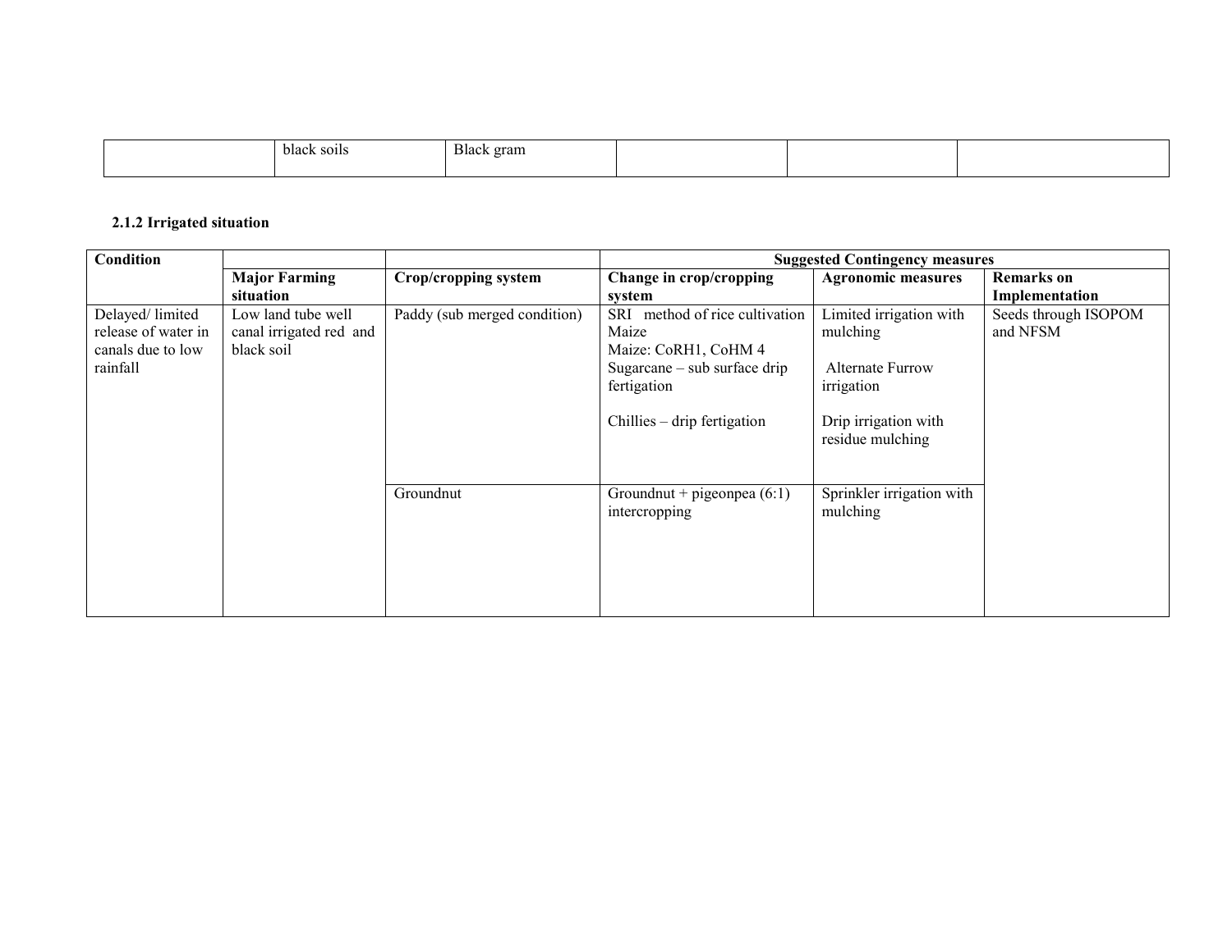| | black soils | Black gram | | | |
|---|---|---|---|---|---|

**2.1.2 Irrigated situation**

| Condition | | | Suggested Contingency measures | | |
|---|---|---|---|---|---|
| | **Major Farming situation** | **Crop/cropping system** | **Change in crop/cropping system** | **Agronomic measures** | **Remarks on Implementation** |
| Delayed/ limited release of water in canals due to low rainfall | Low land tube well canal irrigated red and black soil | Paddy (sub merged condition) | SRI method of rice cultivation<br>Maize<br>Maize: CoRH1, CoHM 4<br>Sugarcane – sub surface drip fertigation<br><br>Chillies – drip fertigation | Limited irrigation with mulching<br><br>Alternate Furrow irrigation<br><br>Drip irrigation with residue mulching | Seeds through ISOPOM and NFSM |
| | | Groundnut | Groundnut + pigeonpea (6:1) intercropping | Sprinkler irrigation with mulching | |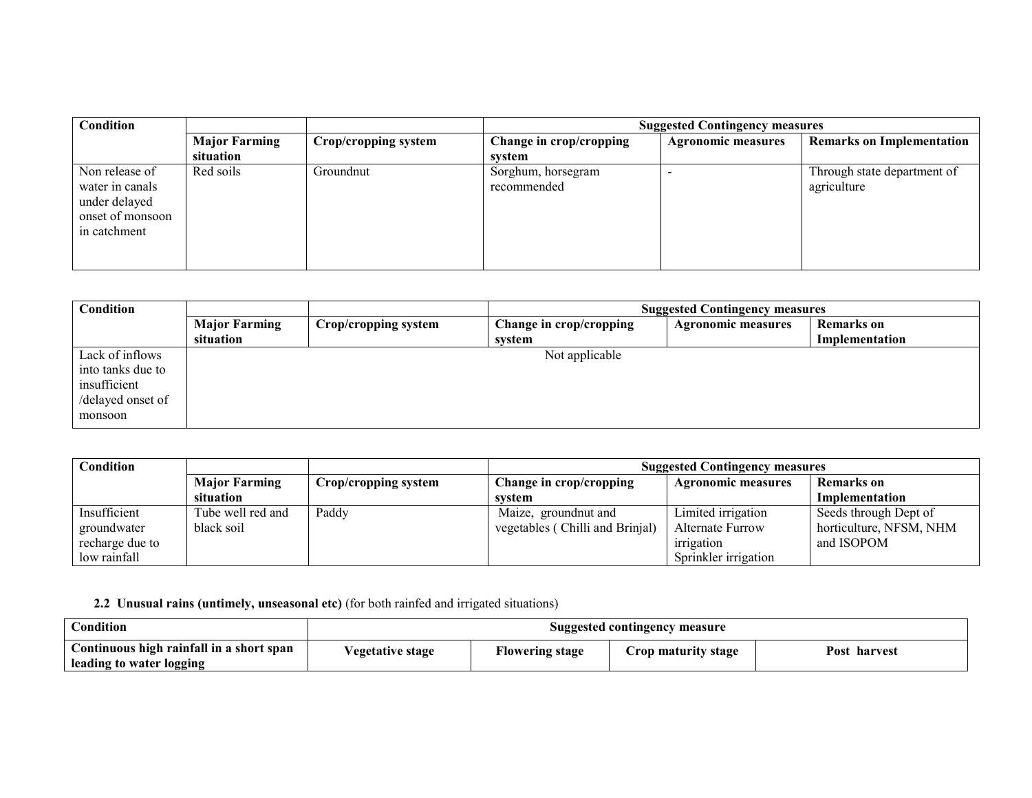| Condition | | | Suggested Contingency measures | | |
|---|---|---|---|---|---|
| | **Major Farming situation** | **Crop/cropping system** | **Change in crop/cropping system** | **Agronomic measures** | **Remarks on Implementation** |
| Non release of water in canals under delayed onset of monsoon in catchment | Red soils | Groundnut | Sorghum, horsegram recommended | - | Through state department of agriculture |

| Condition | | | Suggested Contingency measures | | |
|---|---|---|---|---|---|
| | **Major Farming situation** | **Crop/cropping system** | **Change in crop/cropping system** | **Agronomic measures** | **Remarks on Implementation** |
| Lack of inflows into tanks due to insufficient /delayed onset of monsoon | Not applicable | | | | |

| Condition | | | Suggested Contingency measures | | |
|---|---|---|---|---|---|
| | **Major Farming situation** | **Crop/cropping system** | **Change in crop/cropping system** | **Agronomic measures** | **Remarks on Implementation** |
| Insufficient groundwater recharge due to low rainfall | Tube well red and black soil | Paddy | Maize, groundnut and vegetables ( Chilli and Brinjal) | Limited irrigation<br>Alternate Furrow irrigation<br>Sprinkler irrigation | Seeds through Dept of horticulture, NFSM, NHM and ISOPOM |

**2.2 Unusual rains (untimely, unseasonal etc)** (for both rainfed and irrigated situations)

| Condition | Suggested contingency measure | | | |
|---|---|---|---|---|
| **Continuous high rainfall in a short span leading to water logging** | **Vegetative stage** | **Flowering stage** | **Crop maturity stage** | **Post harvest** |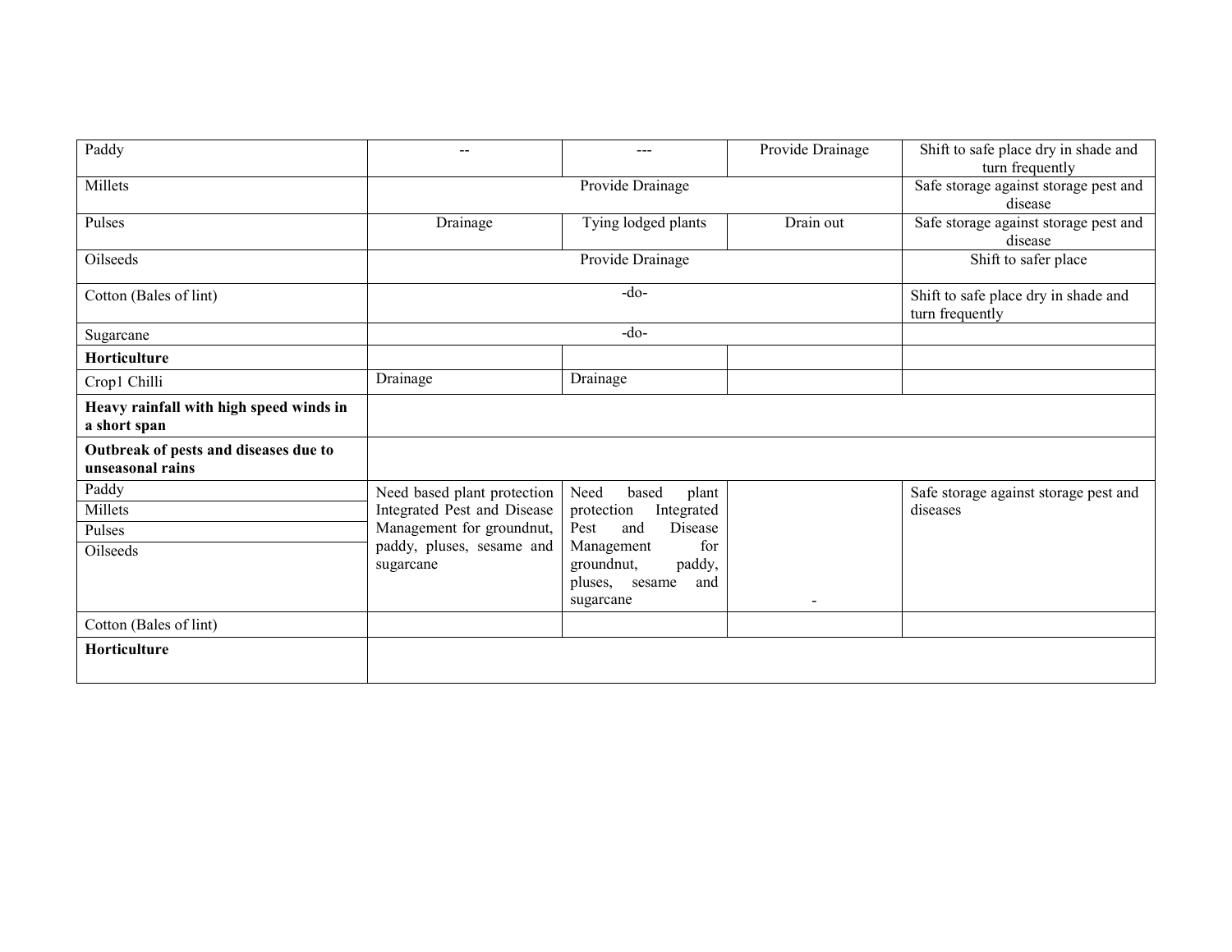| | | | | |
|---|---|---|---|---|
| Paddy | -- | --- | Provide Drainage | Shift to safe place dry in shade and turn frequently |
| Millets | Provide Drainage | | | Safe storage against storage pest and disease |
| Pulses | Drainage | Tying lodged plants | Drain out | Safe storage against storage pest and disease |
| Oilseeds | Provide Drainage | | | Shift to safer place |
| Cotton (Bales of lint) | -do- | | | Shift to safe place dry in shade and turn frequently |
| Sugarcane | -do- | | | |
| **Horticulture** | | | | |
| Crop1 Chilli | Drainage | Drainage | | |
| **Heavy rainfall with high speed winds in a short span** | | | | |
| **Outbreak of pests and diseases due to unseasonal rains** | | | | |
| Paddy<br>Millets<br>Pulses<br>Oilseeds | Need based plant protection Integrated Pest and Disease Management for groundnut, paddy, pluses, sesame and sugarcane | Need based plant protection Integrated Pest and Disease Management for groundnut, paddy, pluses, sesame and sugarcane | - | Safe storage against storage pest and diseases |
| Cotton (Bales of lint) | | | | |
| **Horticulture** | | | | |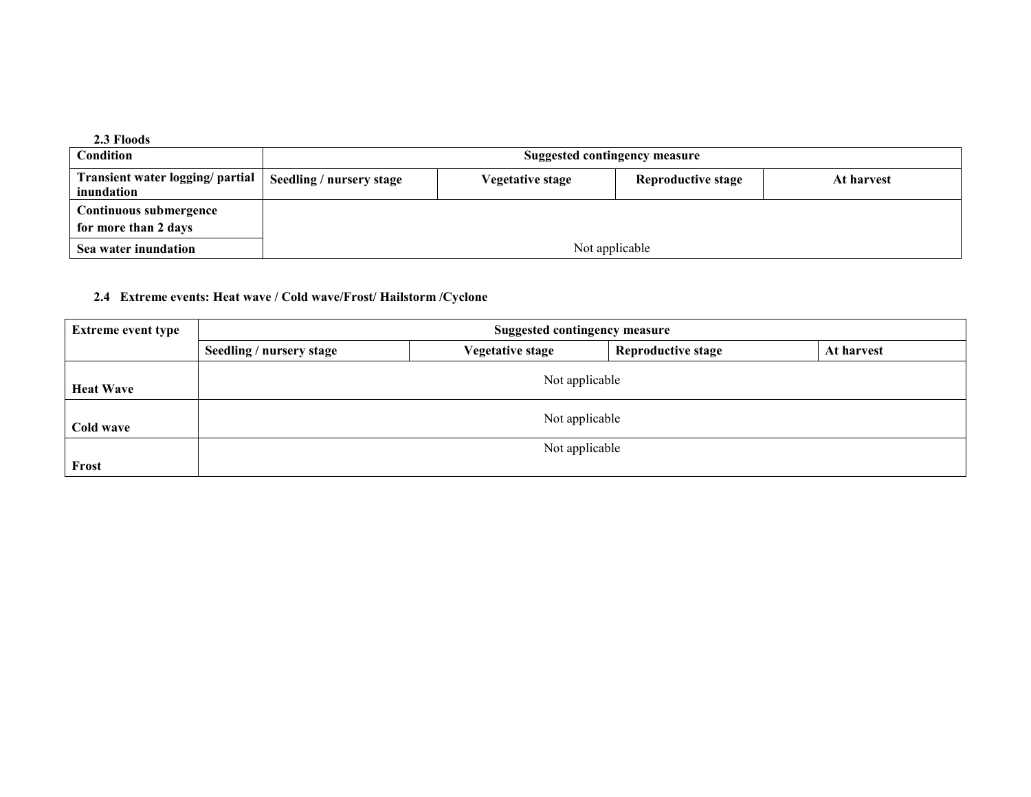### 2.3 Floods

| Condition | Suggested contingency measure | | | |
|---|---|---|---|---|
| Transient water logging/ partial inundation | Seedling / nursery stage | Vegetative stage | Reproductive stage | At harvest |
| Continuous submergence for more than 2 days | Not applicable | | | |
| Sea water inundation | | | | |

### 2.4 Extreme events: Heat wave / Cold wave/Frost/ Hailstorm /Cyclone

| Extreme event type | Suggested contingency measure | | | |
|---|---|---|---|---|
| | Seedling / nursery stage | Vegetative stage | Reproductive stage | At harvest |
| Heat Wave | Not applicable | | | |
| Cold wave | Not applicable | | | |
| Frost | Not applicable | | | |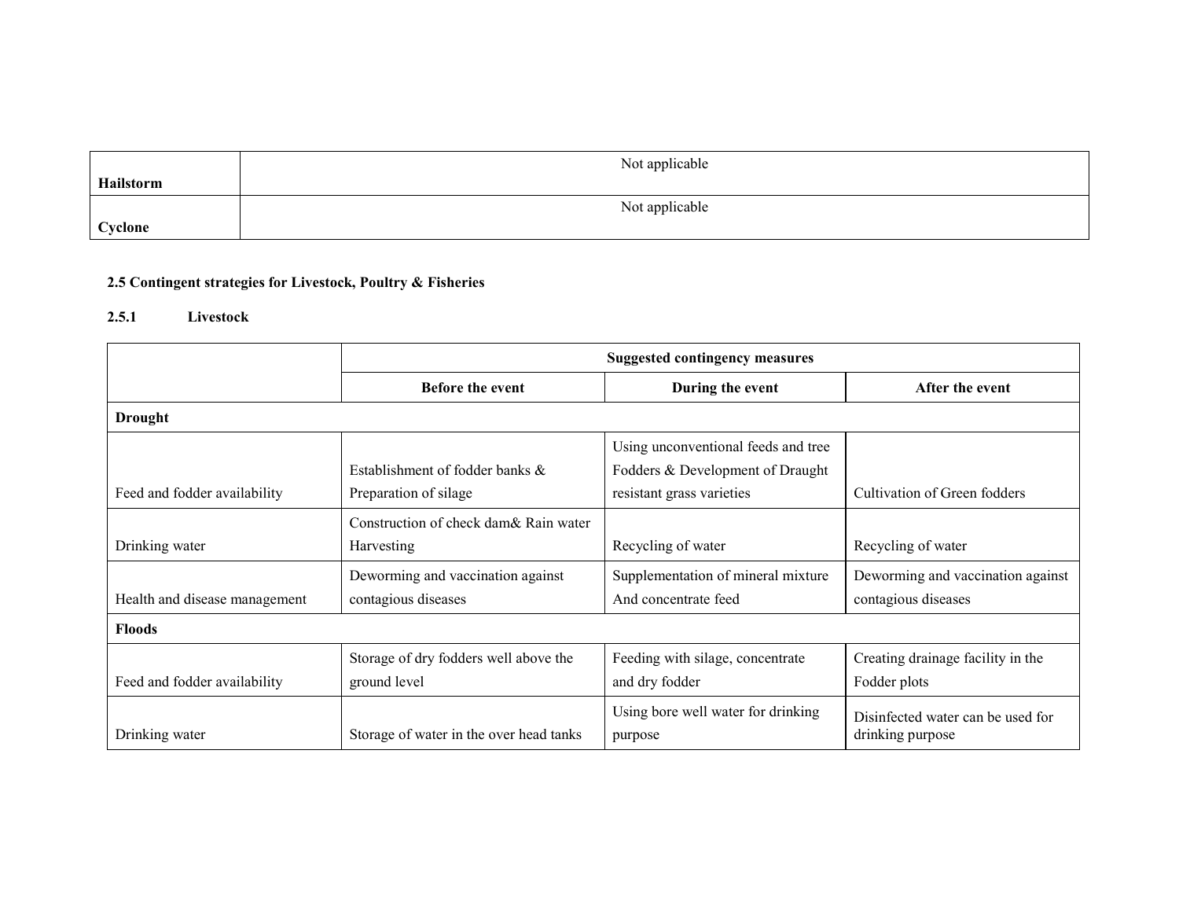| | |
|---|---|
| **Hailstorm** | Not applicable |
| **Cyclone** | Not applicable |

**2.5 Contingent strategies for Livestock, Poultry & Fisheries**

**2.5.1 Livestock**

| | Suggested contingency measures | | |
|---|---|---|---|
| | **Before the event** | **During the event** | **After the event** |
| **Drought** | | | |
| Feed and fodder availability | Establishment of fodder banks & Preparation of silage | Using unconventional feeds and tree Fodders & Development of Draught resistant grass varieties | Cultivation of Green fodders |
| Drinking water | Construction of check dam& Rain water Harvesting | Recycling of water | Recycling of water |
| Health and disease management | Deworming and vaccination against contagious diseases | Supplementation of mineral mixture And concentrate feed | Deworming and vaccination against contagious diseases |
| **Floods** | | | |
| Feed and fodder availability | Storage of dry fodders well above the ground level | Feeding with silage, concentrate and dry fodder | Creating drainage facility in the Fodder plots |
| Drinking water | Storage of water in the over head tanks | Using bore well water for drinking purpose | Disinfected water can be used for drinking purpose |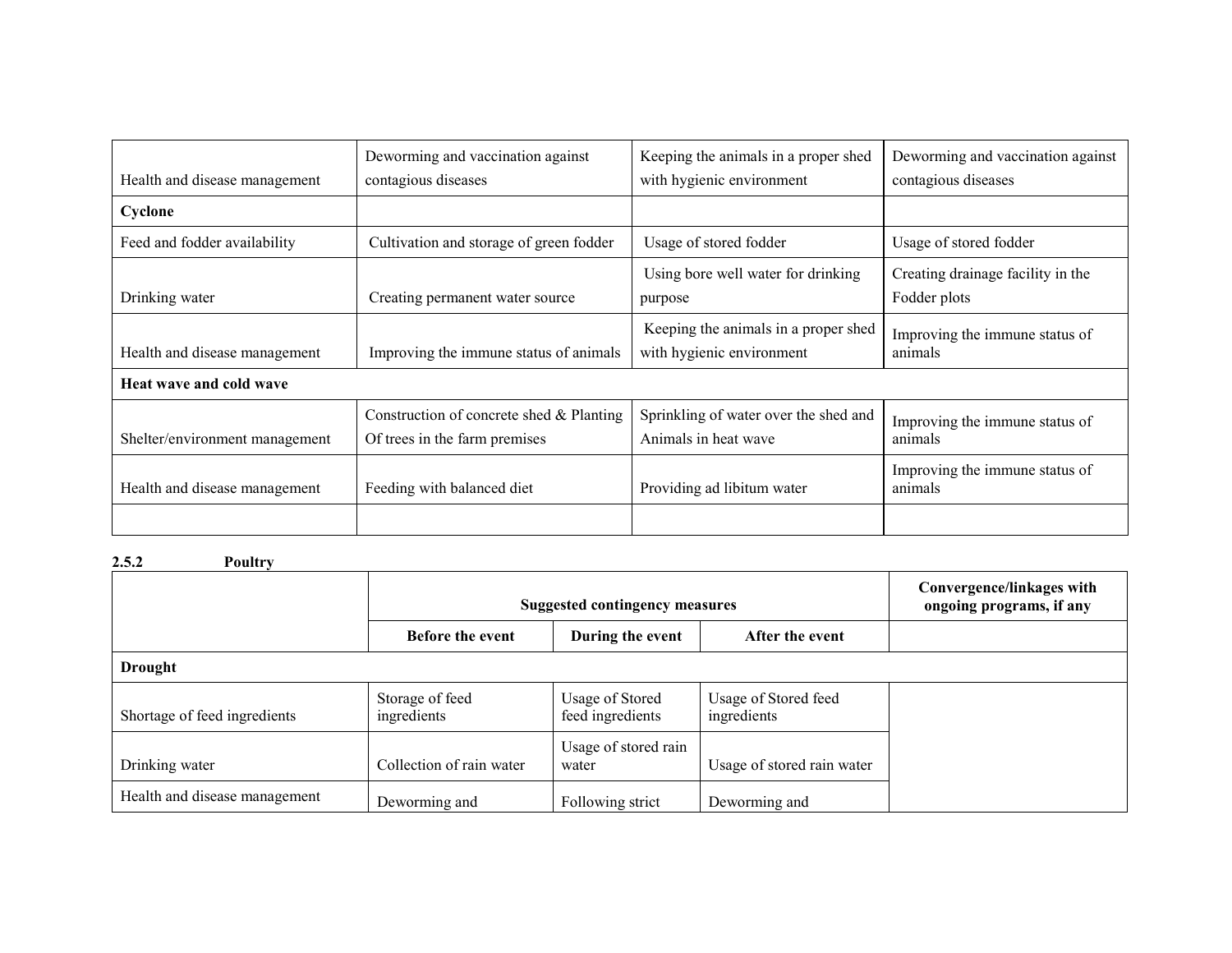| | | | |
|---|---|---|---|
| Health and disease management | Deworming and vaccination against contagious diseases | Keeping the animals in a proper shed with hygienic environment | Deworming and vaccination against contagious diseases |
| **Cyclone** | | | |
| Feed and fodder availability | Cultivation and storage of green fodder | Usage of stored fodder | Usage of stored fodder |
| Drinking water | Creating permanent water source | Using bore well water for drinking purpose | Creating drainage facility in the Fodder plots |
| Health and disease management | Improving the immune status of animals | Keeping the animals in a proper shed with hygienic environment | Improving the immune status of animals |
| **Heat wave and cold wave** | | | |
| Shelter/environment management | Construction of concrete shed & Planting Of trees in the farm premises | Sprinkling of water over the shed and Animals in heat wave | Improving the immune status of animals |
| Health and disease management | Feeding with balanced diet | Providing ad libitum water | Improving the immune status of animals |
| | | | |

**2.5.2 Poultry**

| | Suggested contingency measures | | | Convergence/linkages with ongoing programs, if any |
|---|---|---|---|---|
| | **Before the event** | **During the event** | **After the event** | |
| **Drought** | | | | |
| Shortage of feed ingredients | Storage of feed ingredients | Usage of Stored feed ingredients | Usage of Stored feed ingredients | |
| Drinking water | Collection of rain water | Usage of stored rain water | Usage of stored rain water | |
| Health and disease management | Deworming and | Following strict | Deworming and | |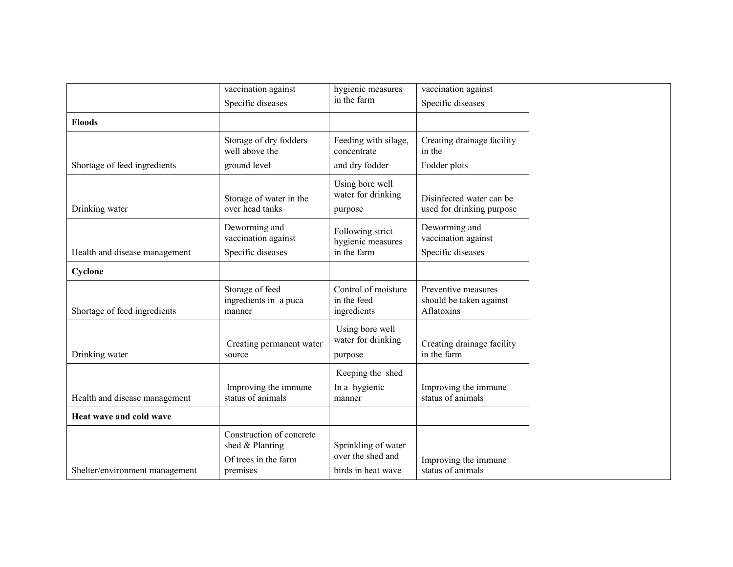|  |  |  |  |  |
|---|---|---|---|---|
|  | vaccination against Specific diseases | hygienic measures in the farm | vaccination against Specific diseases |  |
| **Floods** |  |  |  |  |
| Shortage of feed ingredients | Storage of dry fodders well above the ground level | Feeding with silage, concentrate and dry fodder | Creating drainage facility in the Fodder plots |  |
| Drinking water | Storage of water in the over head tanks | Using bore well water for drinking purpose | Disinfected water can be used for drinking purpose |  |
| Health and disease management | Deworming and vaccination against Specific diseases | Following strict hygienic measures in the farm | Deworming and vaccination against Specific diseases |  |
| **Cyclone** |  |  |  |  |
| Shortage of feed ingredients | Storage of feed ingredients in a puca manner | Control of moisture in the feed ingredients | Preventive measures should be taken against Aflatoxins |  |
| Drinking water | Creating permanent water source | Using bore well water for drinking purpose | Creating drainage facility in the farm |  |
| Health and disease management | Improving the immune status of animals | Keeping the shed In a hygienic manner | Improving the immune status of animals |  |
| **Heat wave and cold wave** |  |  |  |  |
| Shelter/environment management | Construction of concrete shed & Planting Of trees in the farm premises | Sprinkling of water over the shed and birds in heat wave | Improving the immune status of animals |  |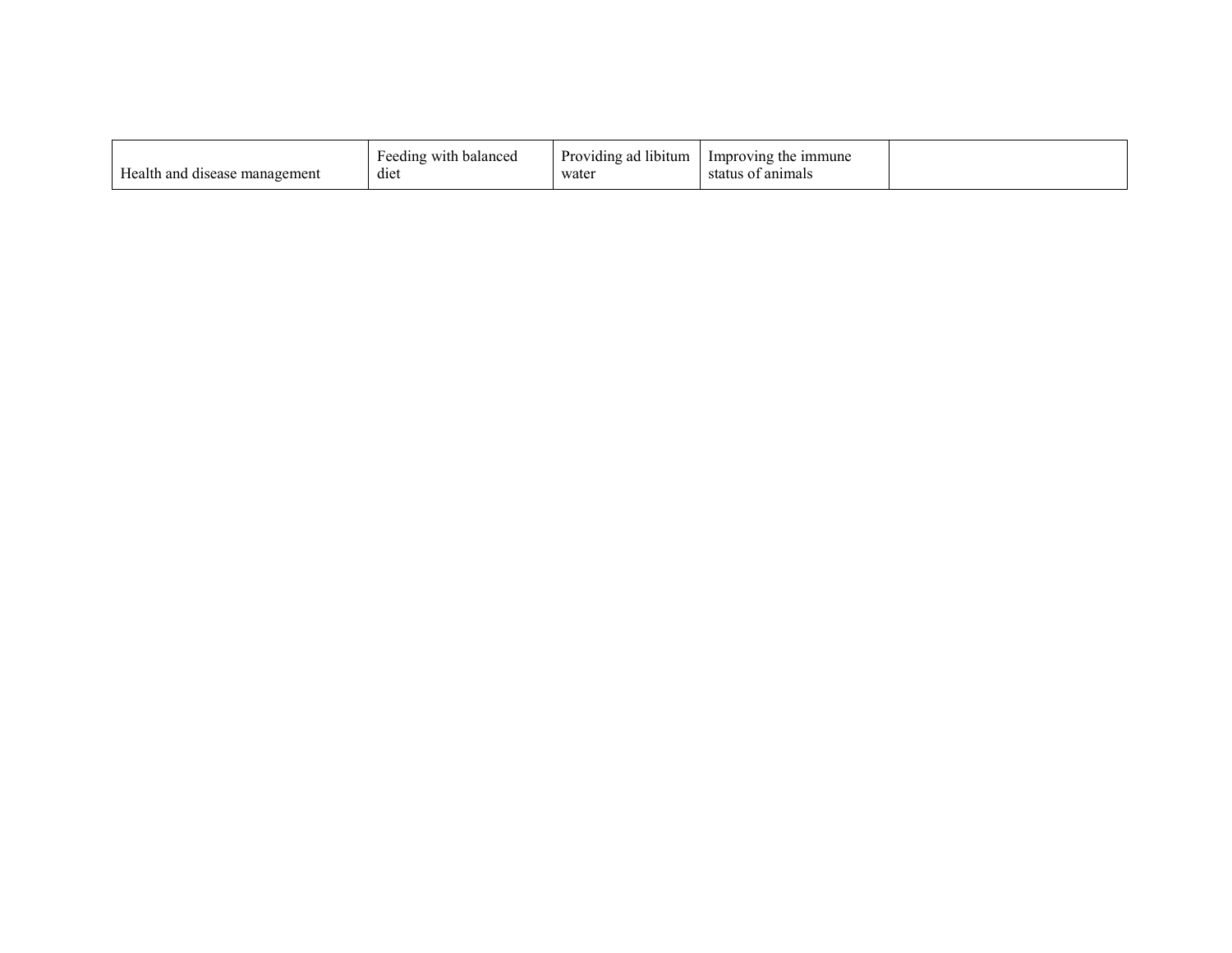| Health and disease management | Feeding with balanced diet | Providing ad libitum water | Improving the immune status of animals | |
|---|---|---|---|---|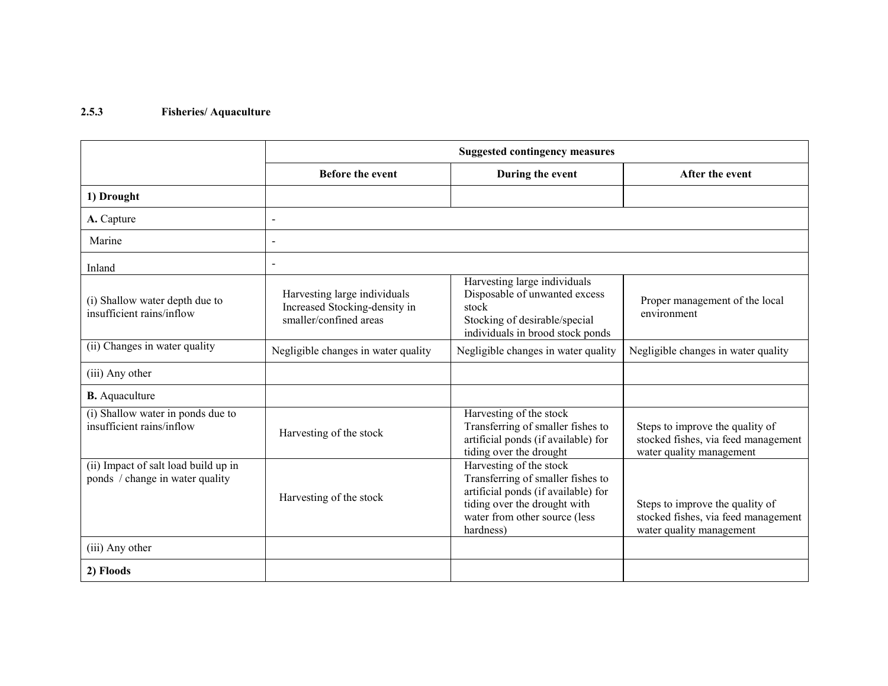### 2.5.3 Fisheries/ Aquaculture

| | Suggested contingency measures | | |
|---|---|---|---|
| | **Before the event** | **During the event** | **After the event** |
| **1) Drought** | | | |
| **A.** Capture | - | | |
| Marine | - | | |
| Inland | - | | |
| (i) Shallow water depth due to insufficient rains/inflow | Harvesting large individuals Increased Stocking-density in smaller/confined areas | Harvesting large individuals Disposable of unwanted excess stock Stocking of desirable/special individuals in brood stock ponds | Proper management of the local environment |
| (ii) Changes in water quality | Negligible changes in water quality | Negligible changes in water quality | Negligible changes in water quality |
| (iii) Any other | | | |
| **B.** Aquaculture | | | |
| (i) Shallow water in ponds due to insufficient rains/inflow | Harvesting of the stock | Harvesting of the stock Transferring of smaller fishes to artificial ponds (if available) for tiding over the drought | Steps to improve the quality of stocked fishes, via feed management water quality management |
| (ii) Impact of salt load build up in ponds / change in water quality | Harvesting of the stock | Harvesting of the stock Transferring of smaller fishes to artificial ponds (if available) for tiding over the drought with water from other source (less hardness) | Steps to improve the quality of stocked fishes, via feed management water quality management |
| (iii) Any other | | | |
| **2) Floods** | | | |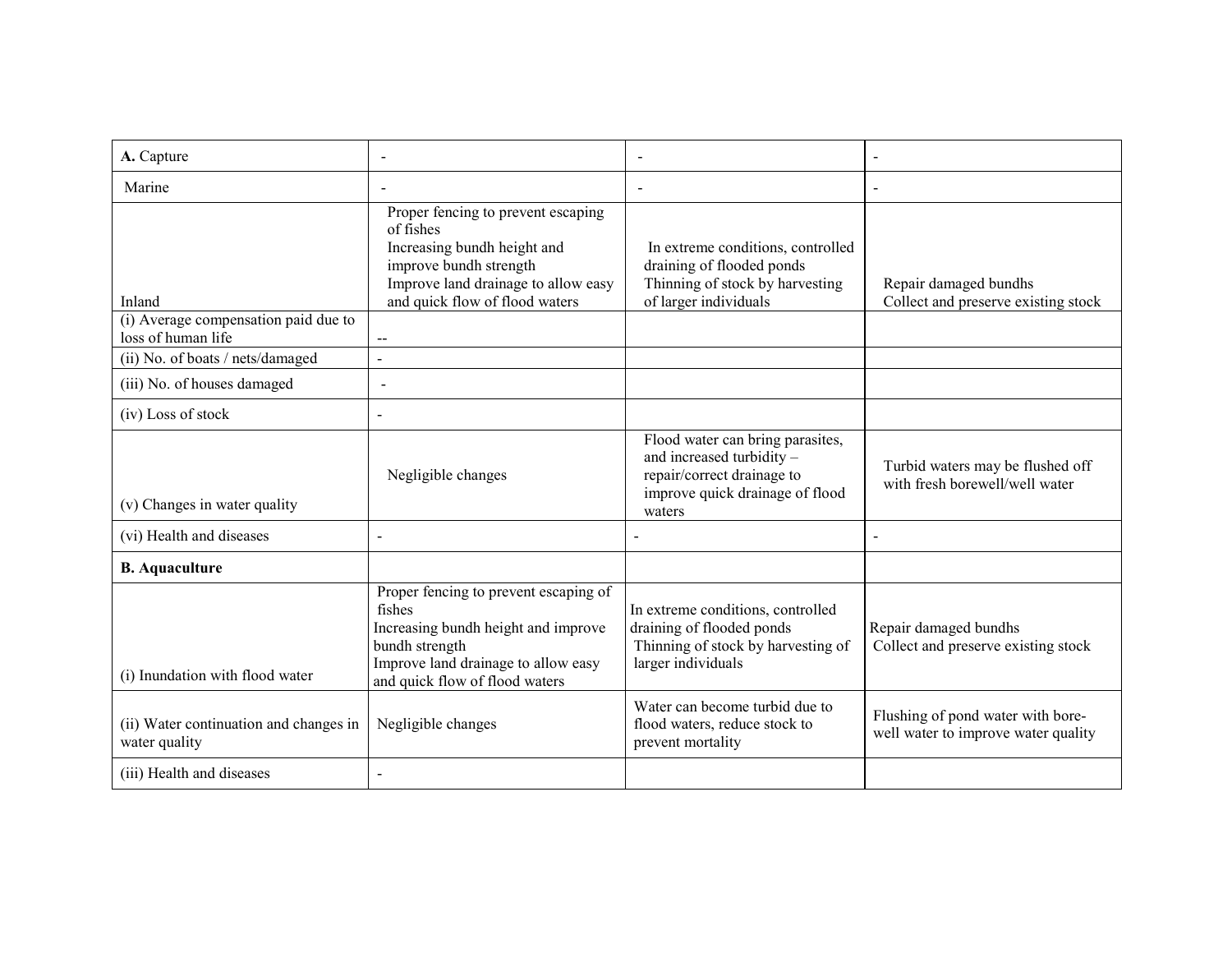| A. **Capture** | - | - | - |
|---|---|---|---|
| Marine | - | - | - |
| Inland | Proper fencing to prevent escaping of fishes<br>Increasing bundh height and improve bundh strength<br>Improve land drainage to allow easy and quick flow of flood waters | In extreme conditions, controlled draining of flooded ponds<br>Thinning of stock by harvesting of larger individuals | Repair damaged bundhs<br>Collect and preserve existing stock |
| (i) Average compensation paid due to loss of human life | -- | | |
| (ii) No. of boats / nets/damaged | - | | |
| (iii) No. of houses damaged | - | | |
| (iv) Loss of stock | - | | |
| (v) Changes in water quality | Negligible changes | Flood water can bring parasites, and increased turbidity – repair/correct drainage to improve quick drainage of flood waters | Turbid waters may be flushed off with fresh borewell/well water |
| (vi) Health and diseases | - | - | - |
| **B. Aquaculture** | | | |
| (i) Inundation with flood water | Proper fencing to prevent escaping of fishes<br>Increasing bundh height and improve bundh strength<br>Improve land drainage to allow easy and quick flow of flood waters | In extreme conditions, controlled draining of flooded ponds<br>Thinning of stock by harvesting of larger individuals | Repair damaged bundhs<br>Collect and preserve existing stock |
| (ii) Water continuation and changes in water quality | Negligible changes | Water can become turbid due to flood waters, reduce stock to prevent mortality | Flushing of pond water with bore-well water to improve water quality |
| (iii) Health and diseases | - | | |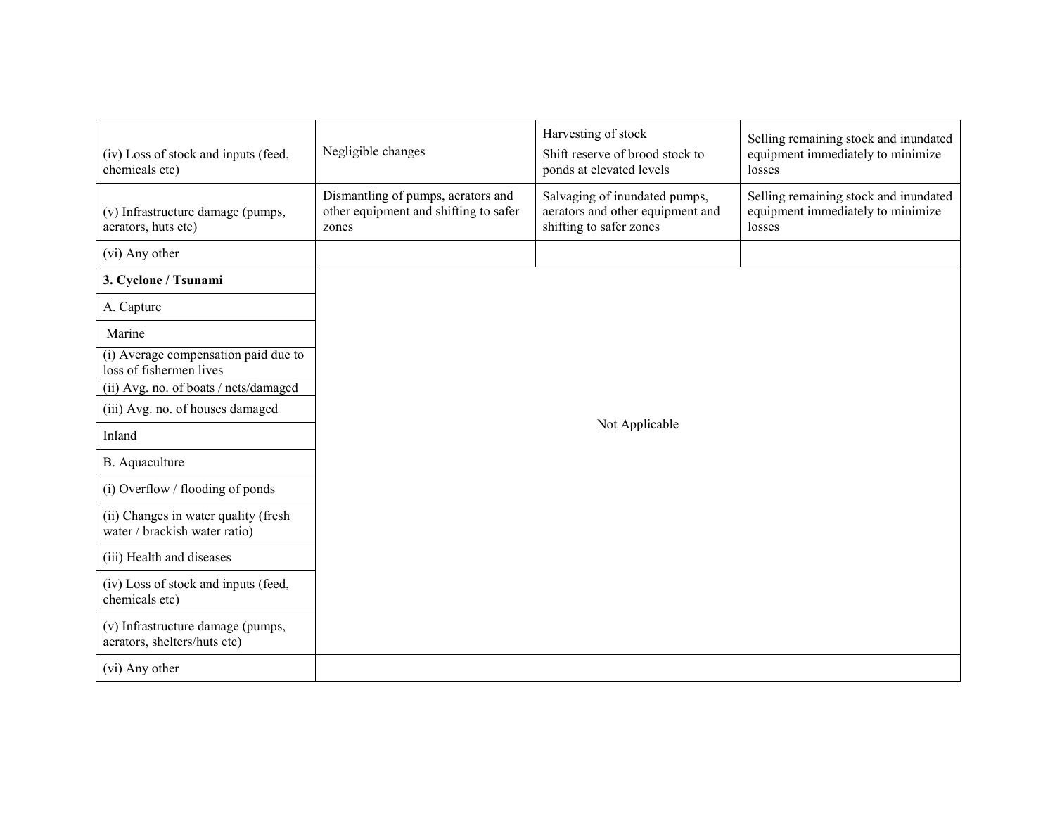| | | | |
|---|---|---|---|
| (iv) Loss of stock and inputs (feed, chemicals etc) | Negligible changes | Harvesting of stock<br>Shift reserve of brood stock to ponds at elevated levels | Selling remaining stock and inundated equipment immediately to minimize losses |
| (v) Infrastructure damage (pumps, aerators, huts etc) | Dismantling of pumps, aerators and other equipment and shifting to safer zones | Salvaging of inundated pumps, aerators and other equipment and shifting to safer zones | Selling remaining stock and inundated equipment immediately to minimize losses |
| (vi) Any other | | | |
| **3. Cyclone / Tsunami** | Not Applicable | | |
| A. Capture | | | |
| Marine | | | |
| (i) Average compensation paid due to loss of fishermen lives | | | |
| (ii) Avg. no. of boats / nets/damaged | | | |
| (iii) Avg. no. of houses damaged | | | |
| Inland | | | |
| B. Aquaculture | | | |
| (i) Overflow / flooding of ponds | | | |
| (ii) Changes in water quality (fresh water / brackish water ratio) | | | |
| (iii) Health and diseases | | | |
| (iv) Loss of stock and inputs (feed, chemicals etc) | | | |
| (v) Infrastructure damage (pumps, aerators, shelters/huts etc) | | | |
| (vi) Any other | | | |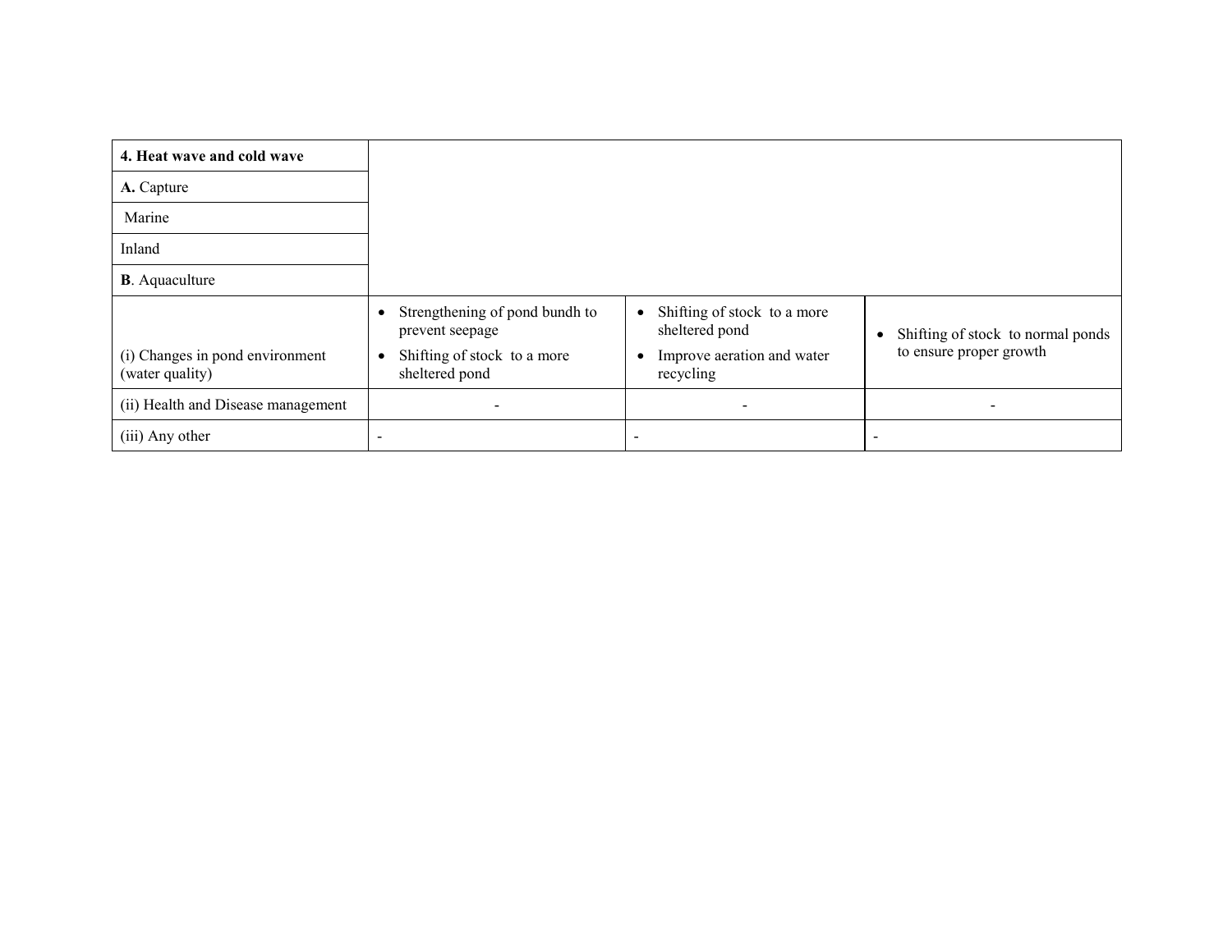| | | | |
|---|---|---|---|
| **4. Heat wave and cold wave** | | | |
| **A.** Capture | | | |
| Marine | | | |
| Inland | | | |
| **B**. Aquaculture | | | |
| (i) Changes in pond environment (water quality) | • Strengthening of pond bundh to prevent seepage<br>• Shifting of stock to a more sheltered pond | • Shifting of stock to a more sheltered pond<br>• Improve aeration and water recycling | • Shifting of stock to normal ponds to ensure proper growth |
| (ii) Health and Disease management | - | - | - |
| (iii) Any other | - | - | - |